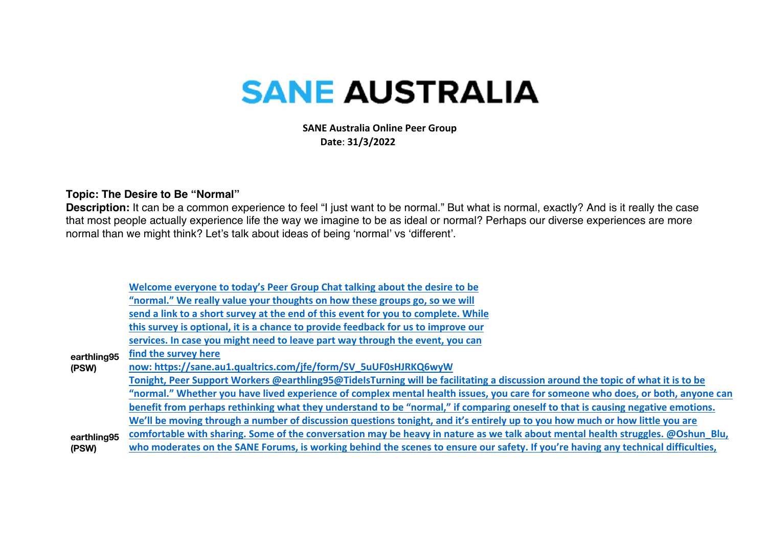# SANE AUSTRALIA

**SANE Australia Online Peer Group**
**Date: 31/3/2022**

**Topic: The Desire to Be "Normal"**
**Description:** It can be a common experience to feel "I just want to be normal." But what is normal, exactly? And is it really the case that most people actually experience life the way we imagine to be as ideal or normal? Perhaps our diverse experiences are more normal than we might think? Let's talk about ideas of being 'normal' vs 'different'.

| | |
|---|---|
| **earthling95 (PSW)** | **Welcome everyone to today's Peer Group Chat talking about the desire to be "normal." We really value your thoughts on how these groups go, so we will send a link to a short survey at the end of this event for you to complete. While this survey is optional, it is a chance to provide feedback for us to improve our services. In case you might need to leave part way through the event, you can find the survey here now: https://sane.au1.qualtrics.com/jfe/form/SV_5uUF0sHJRKQ6wyW** |
| **earthling95 (PSW)** | **Tonight, Peer Support Workers @earthling95@TideIsTurning will be facilitating a discussion around the topic of what it is to be "normal." Whether you have lived experience of complex mental health issues, you care for someone who does, or both, anyone can benefit from perhaps rethinking what they understand to be "normal," if comparing oneself to that is causing negative emotions. We'll be moving through a number of discussion questions tonight, and it's entirely up to you how much or how little you are comfortable with sharing. Some of the conversation may be heavy in nature as we talk about mental health struggles. @Oshun_Blu, who moderates on the SANE Forums, is working behind the scenes to ensure our safety. If you're having any technical difficulties,** |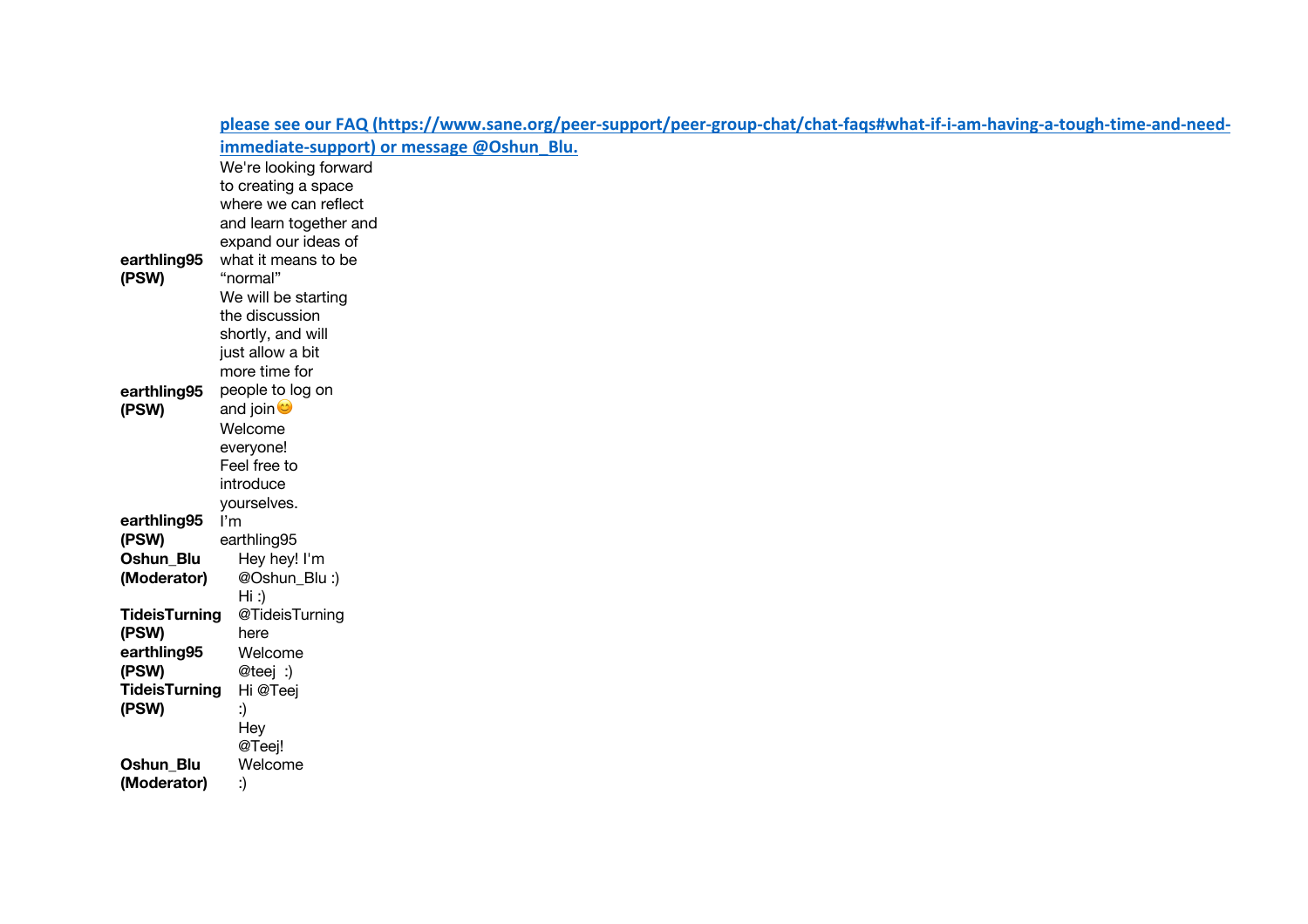**please see our FAQ (https://www.sane.org/peer-support/peer-group-chat/chat-faqs#what-if-i-am-having-a-tough-time-and-need-immediate-support) or message @Oshun_Blu.**

| | |
|---|---|
| **earthling95 (PSW)** | We're looking forward to creating a space where we can reflect and learn together and expand our ideas of what it means to be "normal" |
| **earthling95 (PSW)** | We will be starting the discussion shortly, and will just allow a bit more time for people to log on and join😊 |
| **earthling95 (PSW)** | Welcome everyone! Feel free to introduce yourselves. I'm earthling95 |
| **Oshun_Blu (Moderator)** | Hey hey! I'm @Oshun_Blu :) |
| **TideisTurning (PSW)** | Hi :) @TideisTurning here |
| **earthling95 (PSW)** | Welcome @teej :) |
| **TideisTurning (PSW)** | Hi @Teej :) |
| **Oshun_Blu (Moderator)** | Hey @Teej! Welcome :) |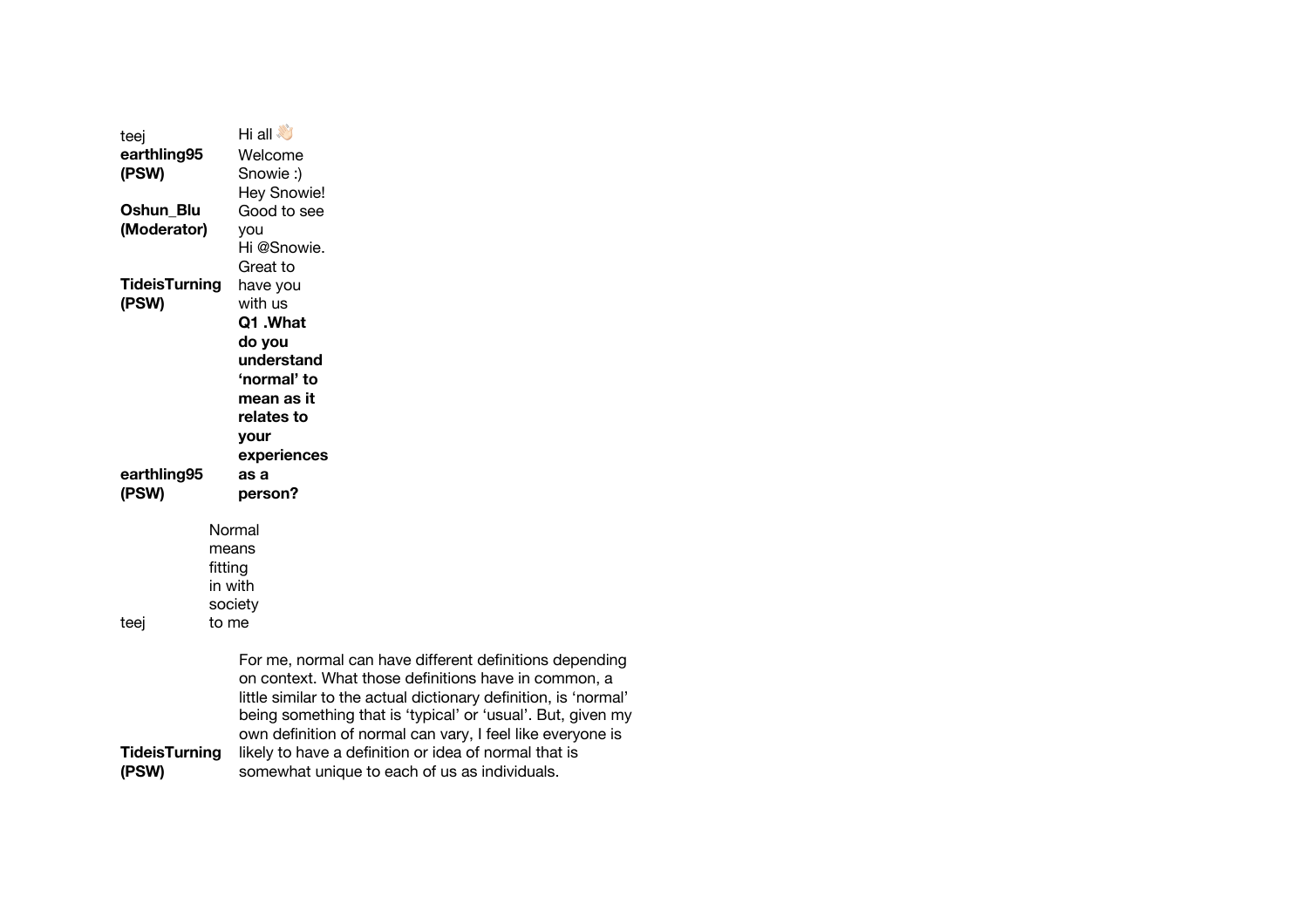| | |
|---|---|
| teej | Hi all 👋🏻 |
| **earthling95 (PSW)** | Welcome Snowie :) |
| **Oshun_Blu (Moderator)** | Hey Snowie! Good to see you |
| **TideisTurning (PSW)** | Hi @Snowie. Great to have you with us |
| **earthling95 (PSW)** | **Q1 .What do you understand 'normal' to mean as it relates to your experiences as a person?** |
| teej | Normal means fitting in with society to me |
| **TideisTurning (PSW)** | For me, normal can have different definitions depending on context. What those definitions have in common, a little similar to the actual dictionary definition, is 'normal' being something that is 'typical' or 'usual'. But, given my own definition of normal can vary, I feel like everyone is likely to have a definition or idea of normal that is somewhat unique to each of us as individuals. |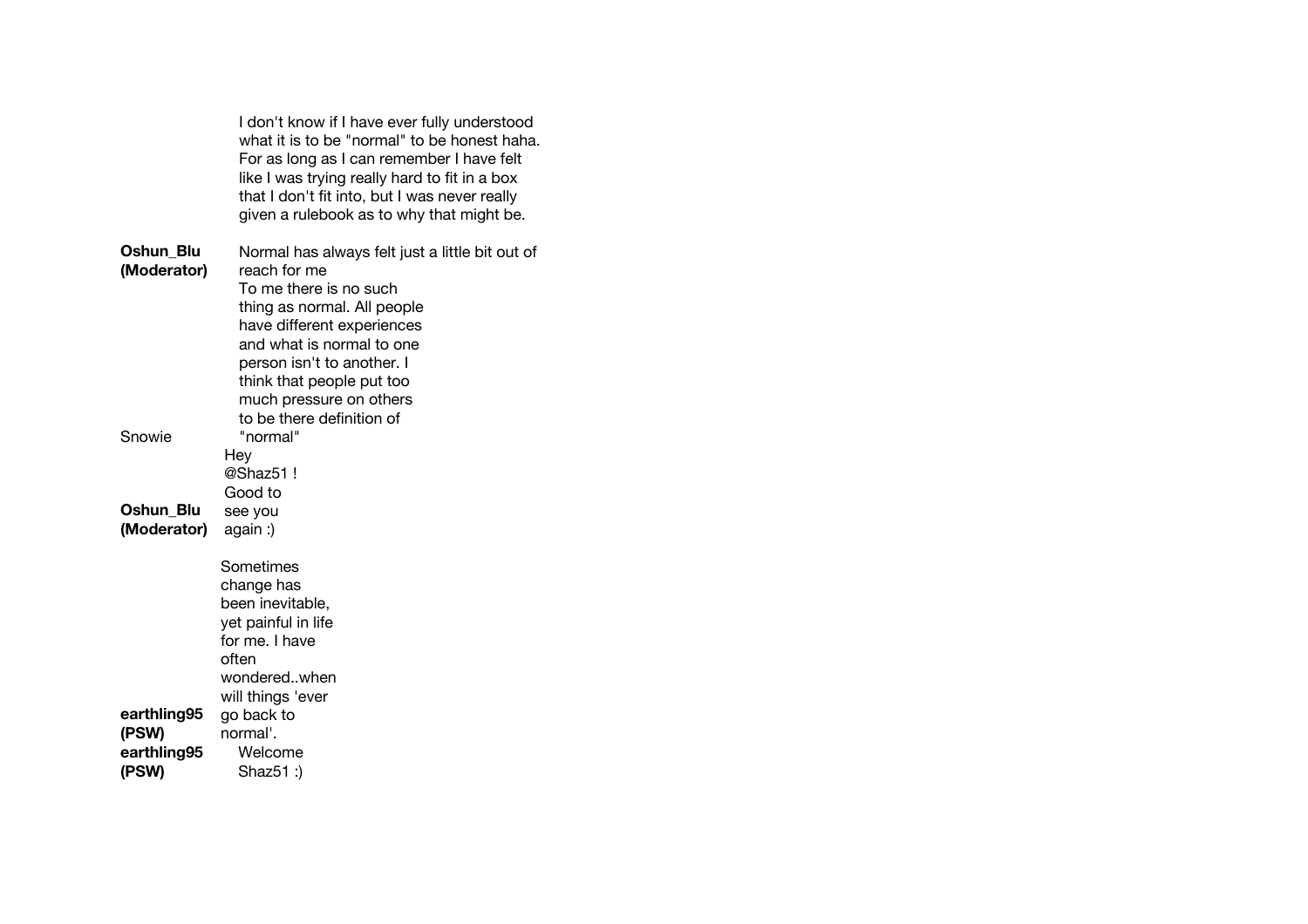I don't know if I have ever fully understood what it is to be "normal" to be honest haha. For as long as I can remember I have felt like I was trying really hard to fit in a box that I don't fit into, but I was never really given a rulebook as to why that might be.

**Oshun_Blu (Moderator)**

Normal has always felt just a little bit out of reach for me

To me there is no such thing as normal. All people have different experiences and what is normal to one person isn't to another. I think that people put too much pressure on others to be there definition of "normal"

Snowie

Hey @Shaz51 ! Good to see you again :)

**Oshun_Blu (Moderator)**

Sometimes change has been inevitable, yet painful in life for me. I have often wondered..when will things 'ever go back to normal'.

**earthling95 (PSW)**

Welcome Shaz51 :)

**earthling95 (PSW)**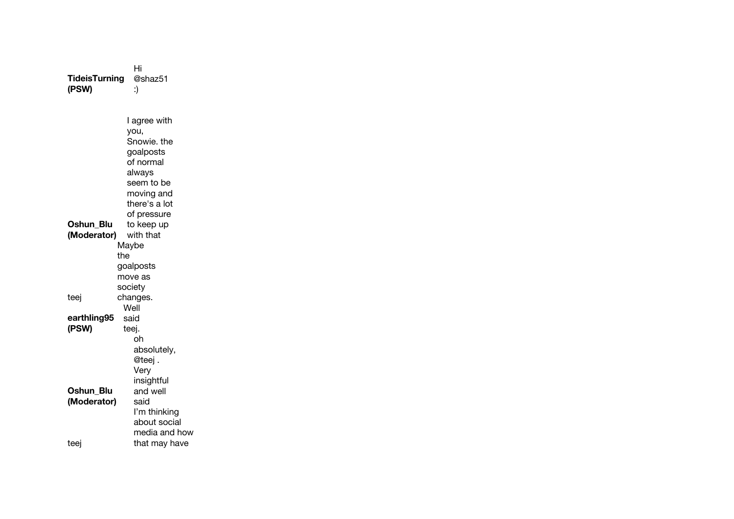**TideisTurning (PSW)** Hi @shaz51 :)

**Oshun_Blu (Moderator)** I agree with you, Snowie. the goalposts of normal always seem to be moving and there's a lot of pressure to keep up with that

teej Maybe the goalposts move as society changes.

**earthling95 (PSW)** Well said teej.

**Oshun_Blu (Moderator)** oh absolutely, @teej . Very insightful and well said

teej I'm thinking about social media and how that may have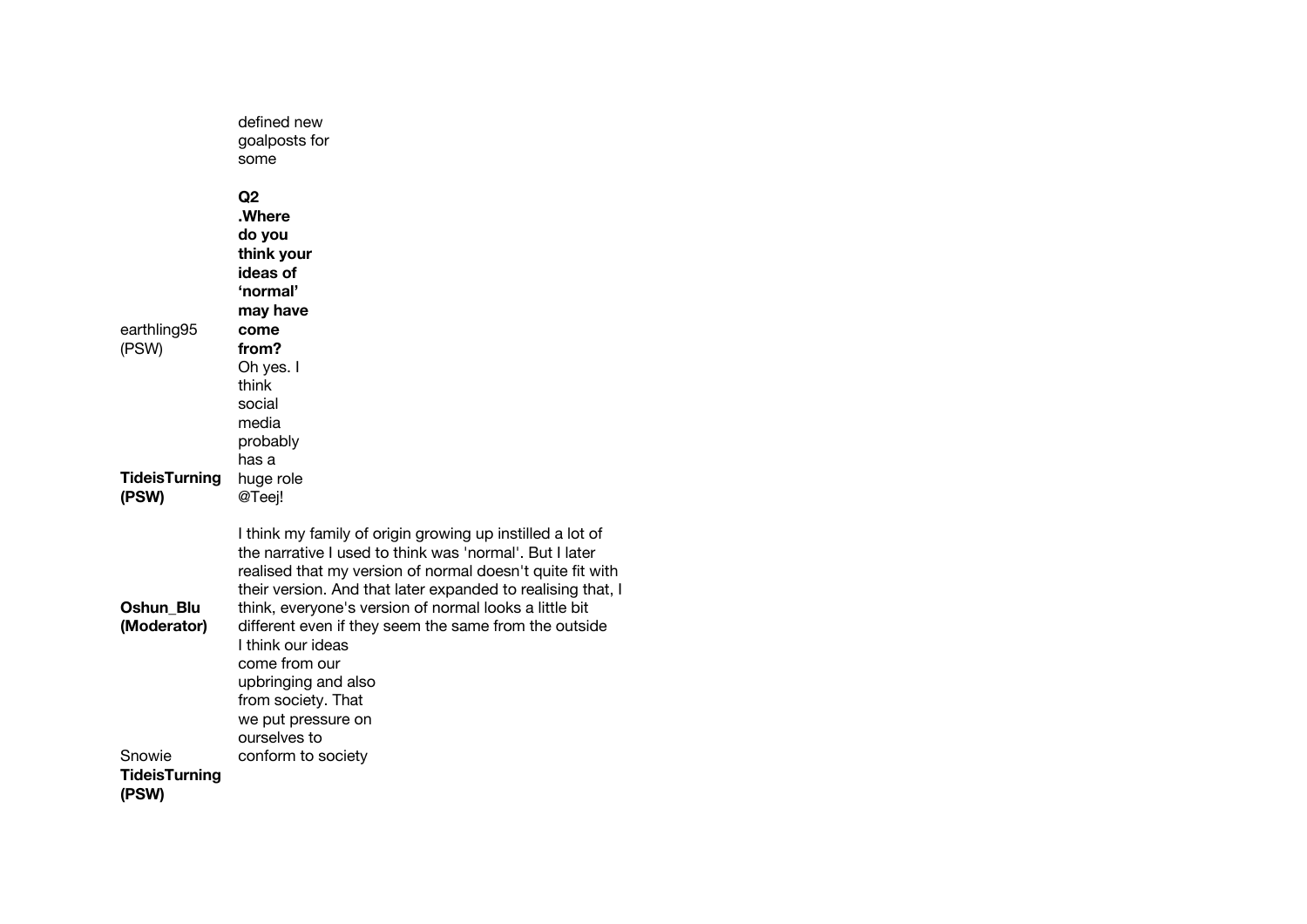defined new goalposts for some

earthling95 (PSW)

**Q2 .Where do you think your ideas of 'normal' may have come from?**

**TideisTurning (PSW)**

Oh yes. I think social media probably has a huge role @Teej!

**Oshun_Blu (Moderator)**

I think my family of origin growing up instilled a lot of the narrative I used to think was 'normal'. But I later realised that my version of normal doesn't quite fit with their version. And that later expanded to realising that, I think, everyone's version of normal looks a little bit different even if they seem the same from the outside

Snowie

I think our ideas come from our upbringing and also from society. That we put pressure on ourselves to conform to society

**TideisTurning (PSW)**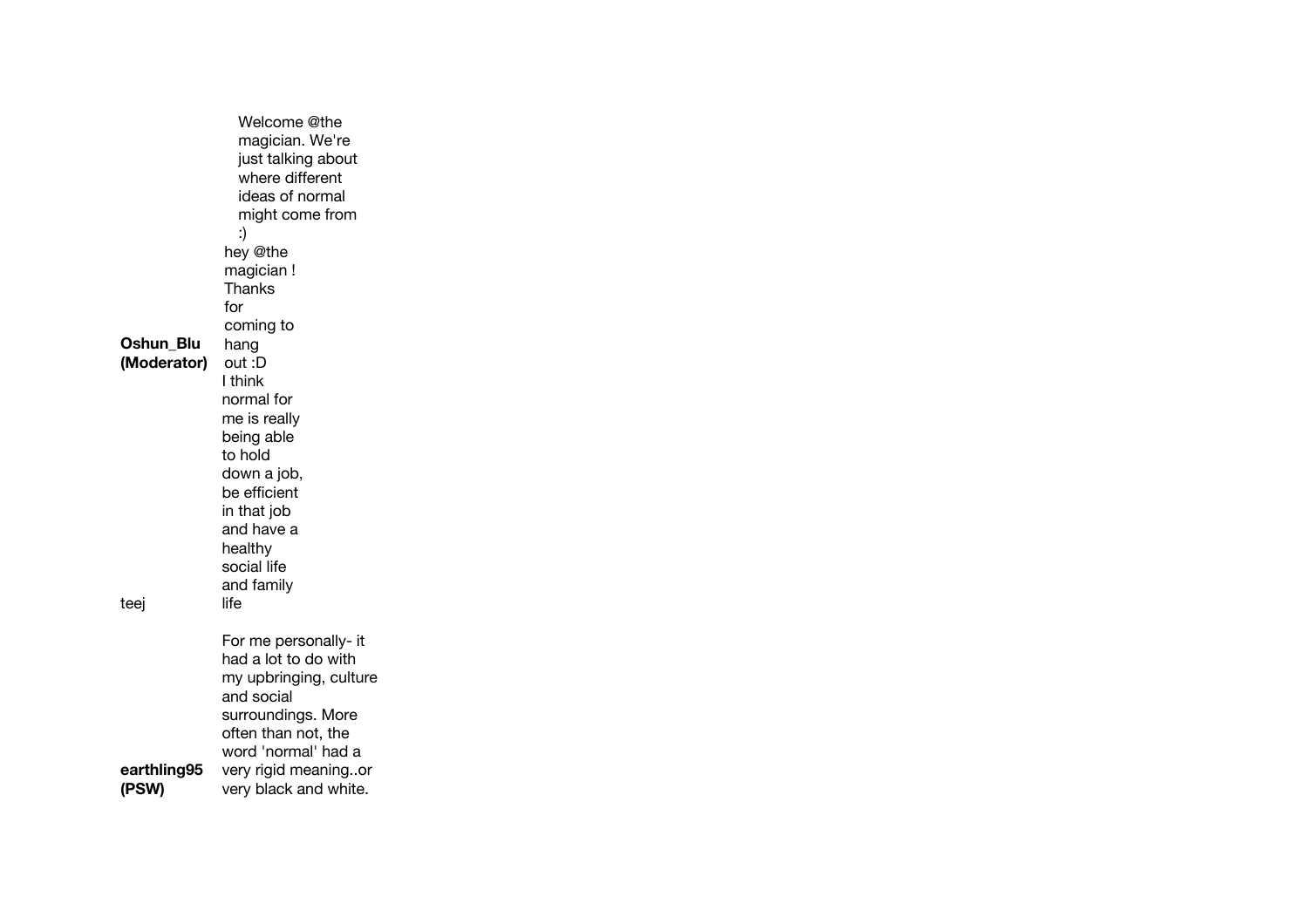| | |
|---|---|
| **Oshun_Blu (Moderator)** | Welcome @the magician. We're just talking about where different ideas of normal might come from :) |
| | hey @the magician ! Thanks for coming to hang out :D |
| teej | I think normal for me is really being able to hold down a job, be efficient in that job and have a healthy social life and family life |
| **earthling95 (PSW)** | For me personally- it had a lot to do with my upbringing, culture and social surroundings. More often than not, the word 'normal' had a very rigid meaning..or very black and white. |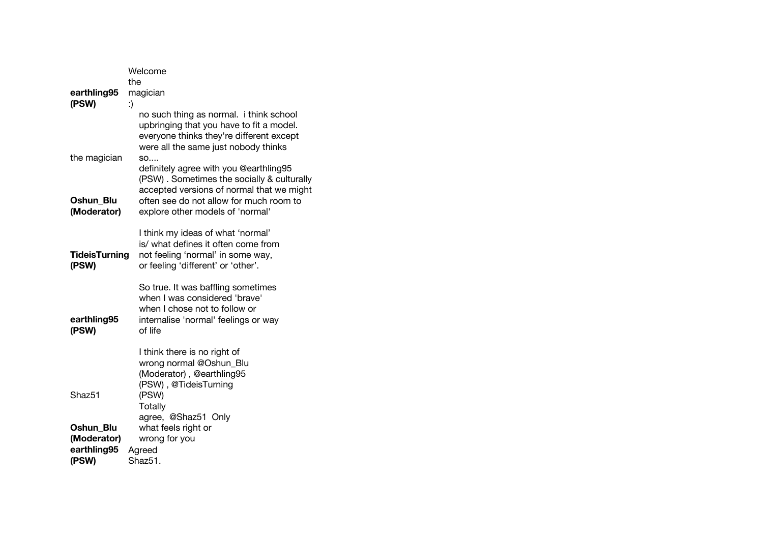| | |
|---|---|
| **earthling95 (PSW)** | Welcome the magician :) |
| the magician | no such thing as normal.  i think school upbringing that you have to fit a model. everyone thinks they're different except were all the same just nobody thinks so.... |
| **Oshun_Blu (Moderator)** | definitely agree with you @earthling95 (PSW) . Sometimes the socially & culturally accepted versions of normal that we might often see do not allow for much room to explore other models of 'normal' |
| **TideisTurning (PSW)** | I think my ideas of what 'normal' is/ what defines it often come from not feeling 'normal' in some way, or feeling 'different' or 'other'. |
| **earthling95 (PSW)** | So true. It was baffling sometimes when I was considered 'brave' when I chose not to follow or internalise 'normal' feelings or way of life |
| Shaz51 | I think there is no right of wrong normal @Oshun_Blu (Moderator) , @earthling95 (PSW) , @TideisTurning (PSW) |
| **Oshun_Blu (Moderator)** | Totally agree,  @Shaz51  Only what feels right or wrong for you |
| **earthling95 (PSW)** | Agreed Shaz51. |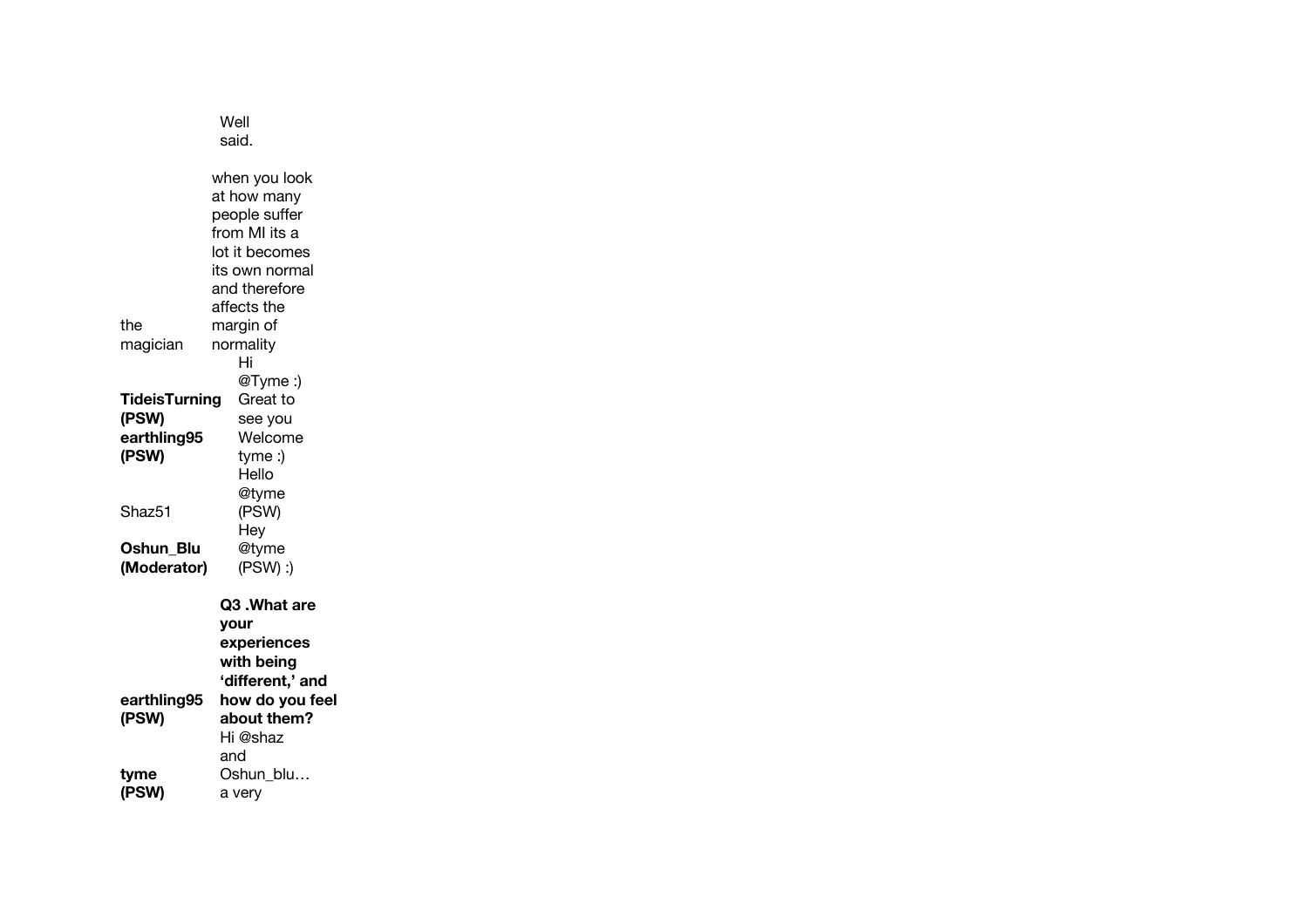| | |
|---|---|
| | Well said. |
| the magician | when you look at how many people suffer from MI its a lot it becomes its own normal and therefore affects the margin of normality |
| **TideisTurning (PSW)** | Hi @Tyme :) Great to see you |
| **earthling95 (PSW)** | Welcome tyme :) |
| Shaz51 | Hello @tyme (PSW) |
| **Oshun_Blu (Moderator)** | Hey @tyme (PSW) :) |
| **earthling95 (PSW)** | **Q3 .What are your experiences with being 'different,' and how do you feel about them?** |
| **tyme (PSW)** | Hi @shaz and Oshun_blu… a very |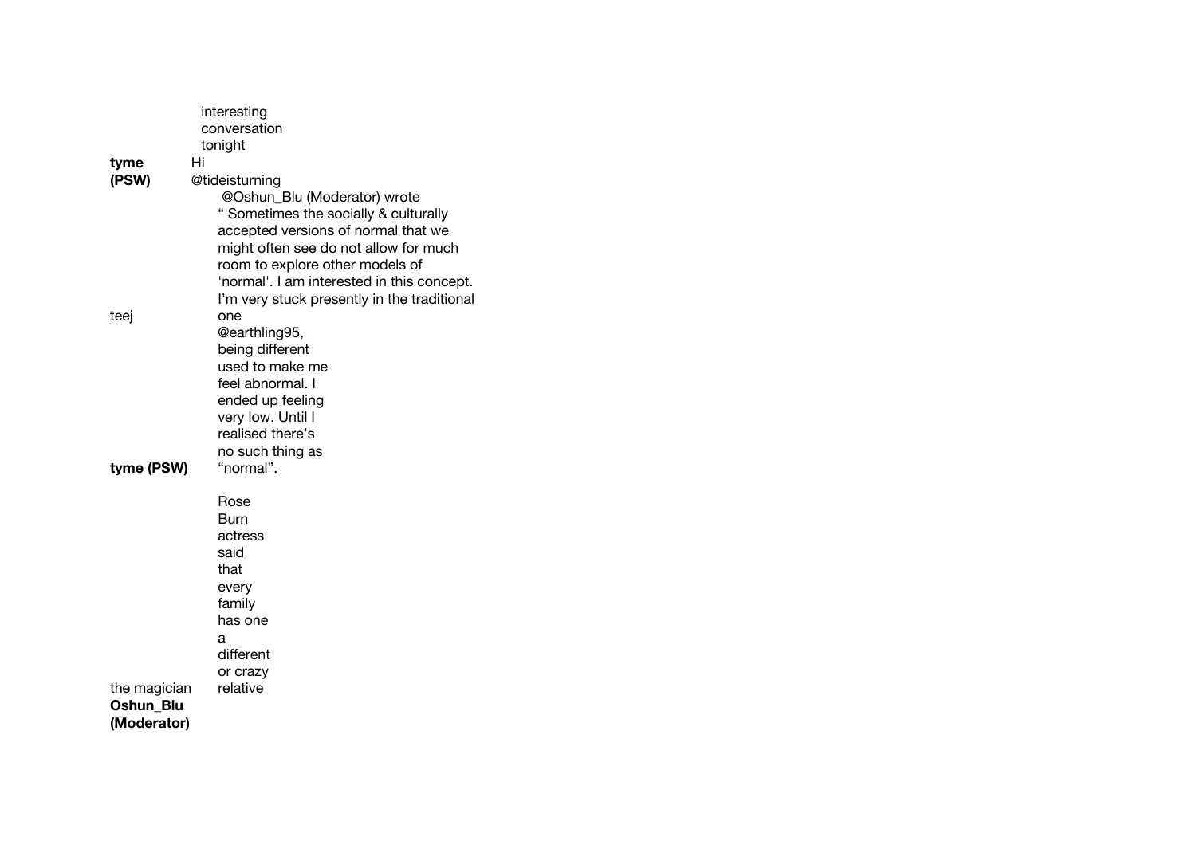interesting
conversation
tonight

**tyme (PSW)** Hi

@tideisturning

@Oshun_Blu (Moderator) wrote
" Sometimes the socially & culturally accepted versions of normal that we might often see do not allow for much room to explore other models of 'normal'. I am interested in this concept. I'm very stuck presently in the traditional

teej one

@earthling95,
being different used to make me feel abnormal. I ended up feeling very low. Until I realised there's no such thing as

**tyme (PSW)** "normal".

Rose Burn actress said that every family has one a different or crazy

the magician relative

**Oshun_Blu (Moderator)**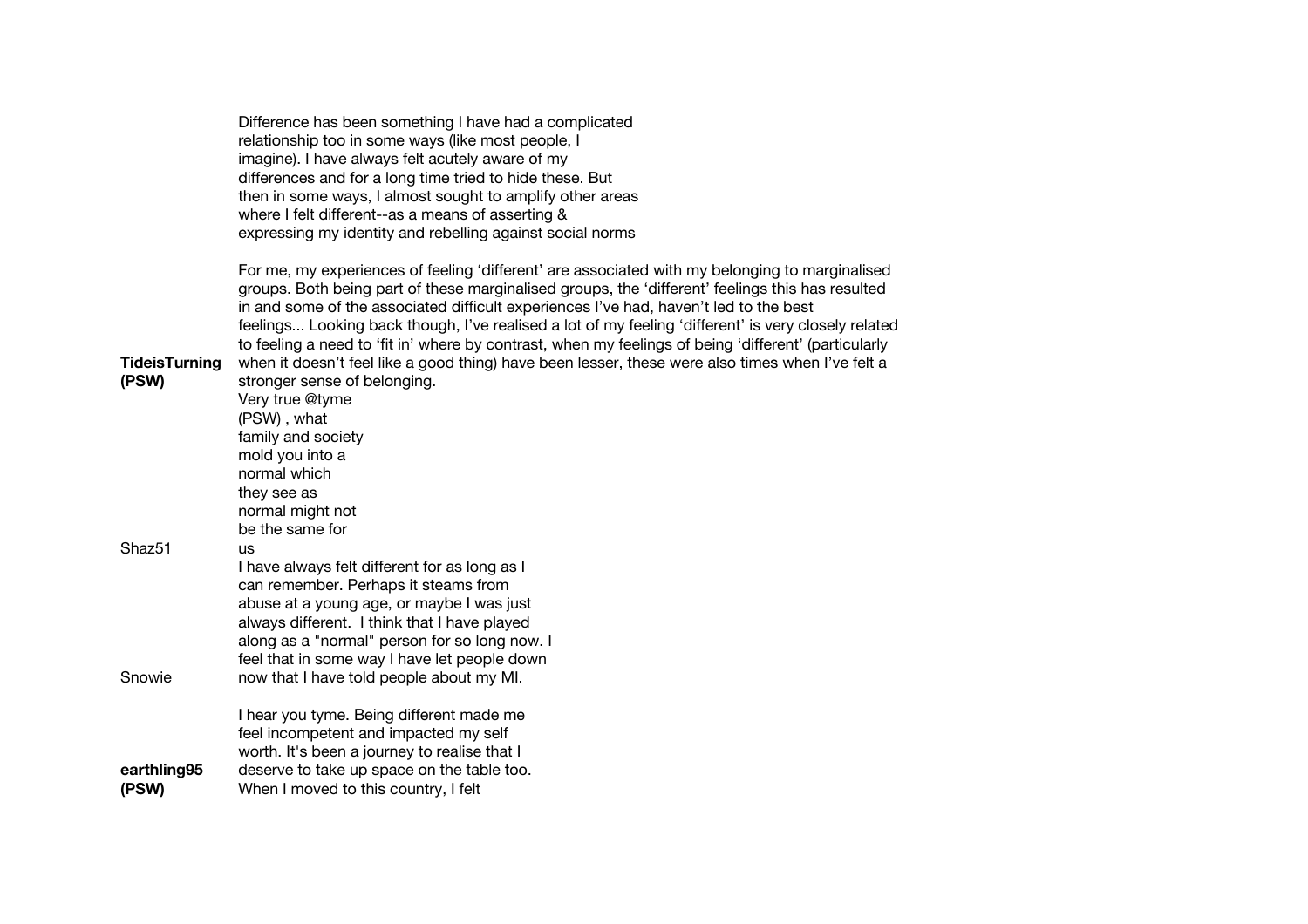Difference has been something I have had a complicated relationship too in some ways (like most people, I imagine). I have always felt acutely aware of my differences and for a long time tried to hide these. But then in some ways, I almost sought to amplify other areas where I felt different--as a means of asserting & expressing my identity and rebelling against social norms

| | |
|---|---|
| **TideisTurning (PSW)** | For me, my experiences of feeling ‘different’ are associated with my belonging to marginalised groups. Both being part of these marginalised groups, the ‘different’ feelings this has resulted in and some of the associated difficult experiences I’ve had, haven’t led to the best feelings... Looking back though, I’ve realised a lot of my feeling ‘different’ is very closely related to feeling a need to ‘fit in’ where by contrast, when my feelings of being ‘different’ (particularly when it doesn’t feel like a good thing) have been lesser, these were also times when I’ve felt a stronger sense of belonging. |
| Shaz51 | Very true @tyme (PSW) , what family and society mold you into a normal which they see as normal might not be the same for us |
| Snowie | I have always felt different for as long as I can remember. Perhaps it steams from abuse at a young age, or maybe I was just always different. I think that I have played along as a "normal" person for so long now. I feel that in some way I have let people down now that I have told people about my MI. |
| **earthling95 (PSW)** | I hear you tyme. Being different made me feel incompetent and impacted my self worth. It's been a journey to realise that I deserve to take up space on the table too. |
| | When I moved to this country, I felt |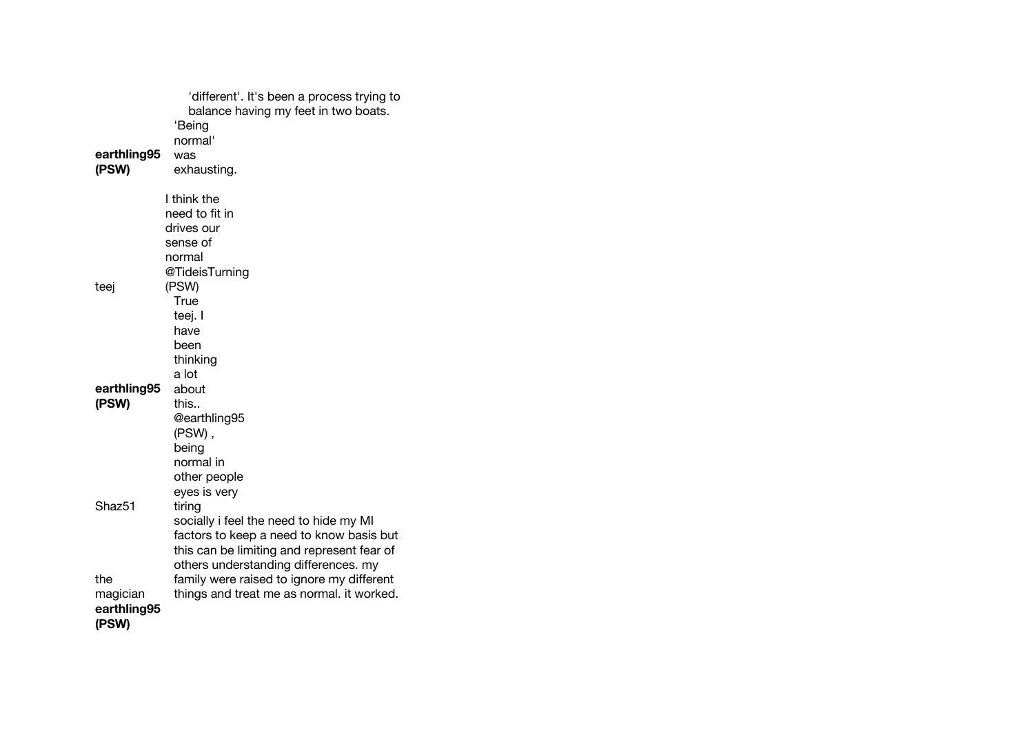'different'. It's been a process trying to balance having my feet in two boats.

**earthling95 (PSW)**: 'Being normal' was exhausting.

**teej**: I think the need to fit in drives our sense of normal @TideisTurning (PSW)

**earthling95 (PSW)**: True teej. I have been thinking a lot about this..

**Shaz51**: @earthling95 (PSW) , being normal in other people eyes is very tiring

**the magician**: socially i feel the need to hide my MI factors to keep a need to know basis but this can be limiting and represent fear of others understanding differences. my family were raised to ignore my different things and treat me as normal. it worked.

**earthling95 (PSW)**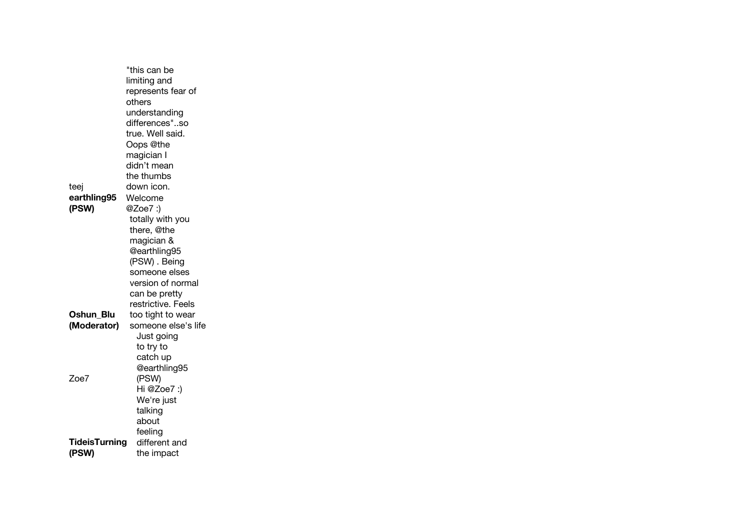| | |
|---|---|
| teej | "this can be limiting and represents fear of others understanding differences"..so true. Well said. Oops @the magician I didn't mean the thumbs down icon. |
| **earthling95 (PSW)** | Welcome @Zoe7 :) |
| **Oshun_Blu (Moderator)** | totally with you there, @the magician & @earthling95 (PSW) . Being someone elses version of normal can be pretty restrictive. Feels too tight to wear someone else's life |
| Zoe7 | Just going to try to catch up @earthling95 (PSW) |
| **TideisTurning (PSW)** | Hi @Zoe7 :) We're just talking about feeling different and the impact |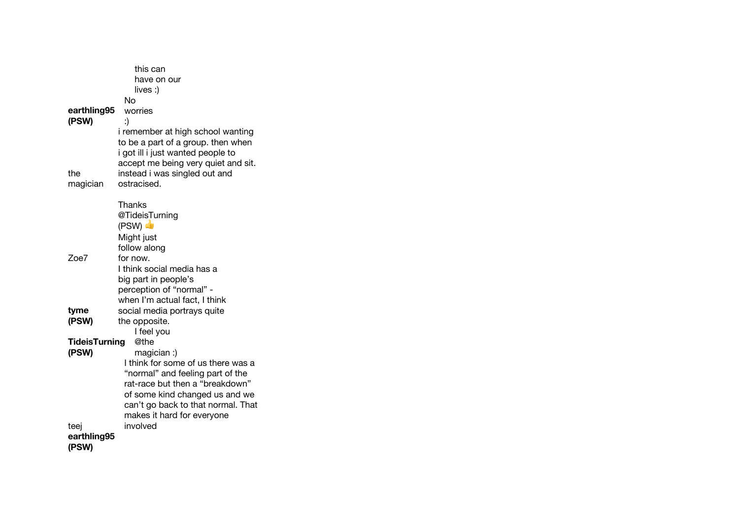this can have on our lives :)

**earthling95 (PSW)**: No worries :)

**the magician**: i remember at high school wanting to be a part of a group. then when i got ill i just wanted people to accept me being very quiet and sit. instead i was singled out and ostracised.

**Zoe7**: Thanks @TideisTurning (PSW) 👍 Might just follow along for now.

**tyme (PSW)**: I think social media has a big part in people's perception of "normal" - when I'm actual fact, I think social media portrays quite the opposite.

**TideisTurning (PSW)**: I feel you @the magician :)

**teej**: I think for some of us there was a "normal" and feeling part of the rat-race but then a "breakdown" of some kind changed us and we can't go back to that normal. That makes it hard for everyone involved

**earthling95 (PSW)**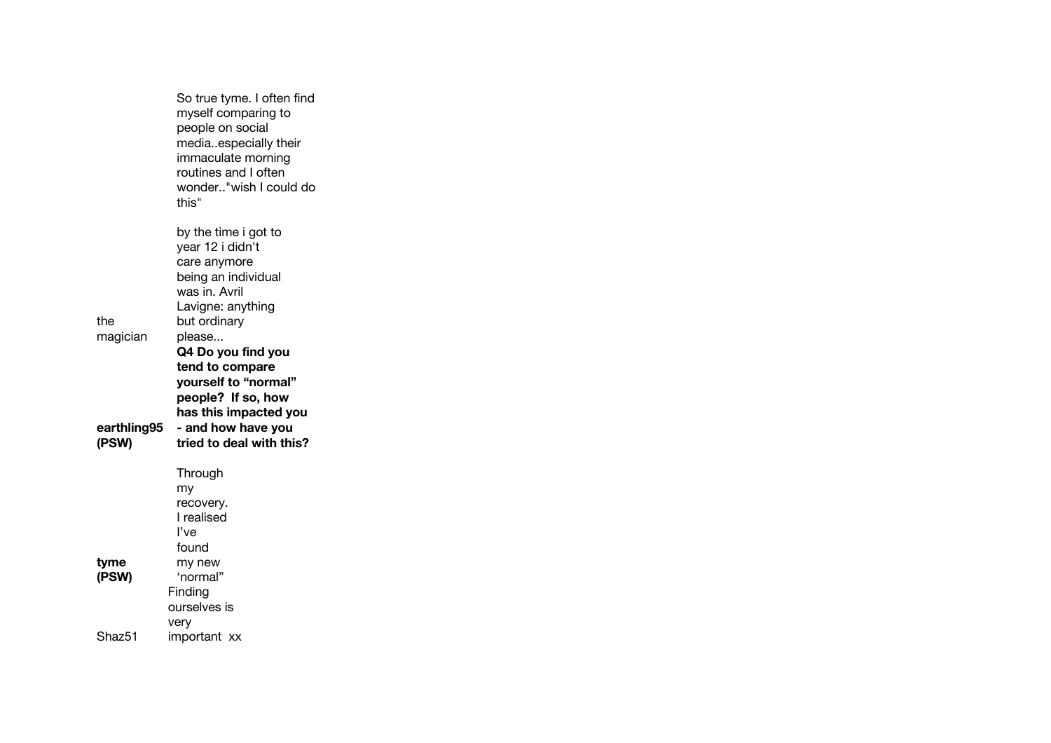| | |
|---|---|
| | So true tyme. I often find myself comparing to people on social media..especially their immaculate morning routines and I often wonder.."wish I could do this" |
| the magician | by the time i got to year 12 i didn't care anymore being an individual was in. Avril Lavigne: anything but ordinary please... |
| **earthling95 (PSW)** | **Q4 Do you find you tend to compare yourself to "normal" people? If so, how has this impacted you - and how have you tried to deal with this?** |
| **tyme (PSW)** | Through my recovery. I realised I've found my new 'normal" |
| Shaz51 | Finding ourselves is very important xx |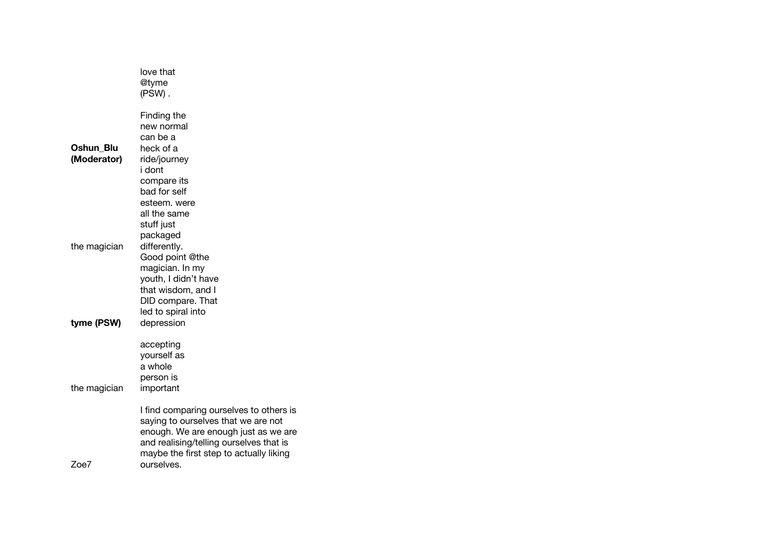| | |
|---|---|
| **Oshun_Blu (Moderator)** | love that @tyme (PSW) . Finding the new normal can be a heck of a ride/journey |
| the magician | i dont compare its bad for self esteem. were all the same stuff just packaged differently. |
| **tyme (PSW)** | Good point @the magician. In my youth, I didn't have that wisdom, and I DID compare. That led to spiral into depression |
| the magician | accepting yourself as a whole person is important |
| Zoe7 | I find comparing ourselves to others is saying to ourselves that we are not enough. We are enough just as we are and realising/telling ourselves that is maybe the first step to actually liking ourselves. |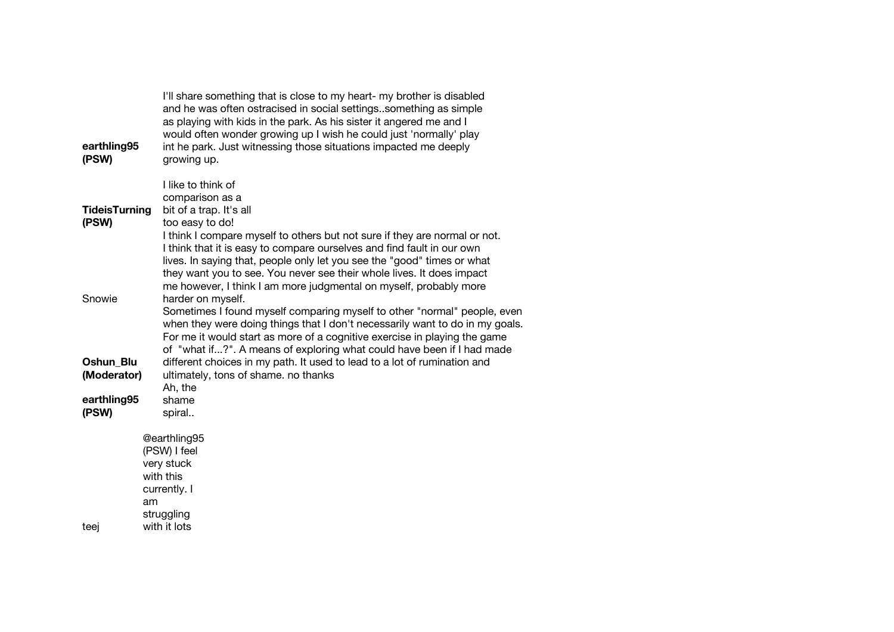**earthling95 (PSW)**: I'll share something that is close to my heart- my brother is disabled and he was often ostracised in social settings..something as simple as playing with kids in the park. As his sister it angered me and I would often wonder growing up I wish he could just 'normally' play int he park. Just witnessing those situations impacted me deeply growing up.

**TideisTurning (PSW)**: I like to think of comparison as a bit of a trap. It's all too easy to do!

Snowie: I think I compare myself to others but not sure if they are normal or not. I think that it is easy to compare ourselves and find fault in our own lives. In saying that, people only let you see the "good" times or what they want you to see. You never see their whole lives. It does impact me however, I think I am more judgmental on myself, probably more harder on myself.

**Oshun_Blu (Moderator)**: Sometimes I found myself comparing myself to other "normal" people, even when they were doing things that I don't necessarily want to do in my goals. For me it would start as more of a cognitive exercise in playing the game of "what if...?". A means of exploring what could have been if I had made different choices in my path. It used to lead to a lot of rumination and ultimately, tons of shame. no thanks

**earthling95 (PSW)**: Ah, the shame spiral..

teej: @earthling95 (PSW) I feel very stuck with this currently. I am struggling with it lots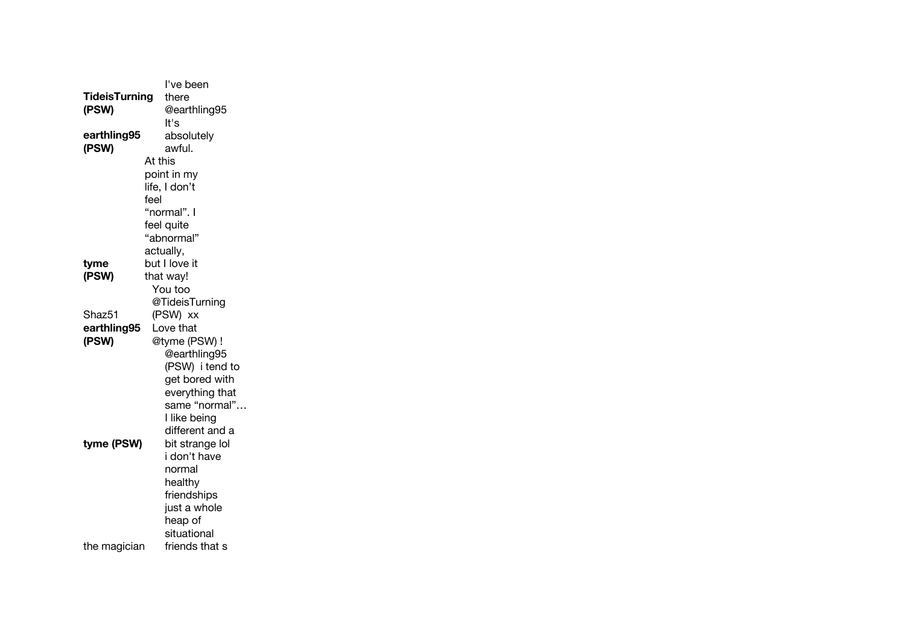| | |
|---|---|
| **TideisTurning (PSW)** | I've been there @earthling95 |
| **earthling95 (PSW)** | It's absolutely awful. |
| **tyme (PSW)** | At this point in my life, I don't feel "normal". I feel quite "abnormal" actually, but I love it that way! |
| Shaz51 | You too @TideisTurning (PSW) xx |
| **earthling95 (PSW)** | Love that @tyme (PSW) ! |
| **tyme (PSW)** | @earthling95 (PSW) i tend to get bored with everything that same "normal"… I like being different and a bit strange lol |
| the magician | i don't have normal healthy friendships just a whole heap of situational friends that s |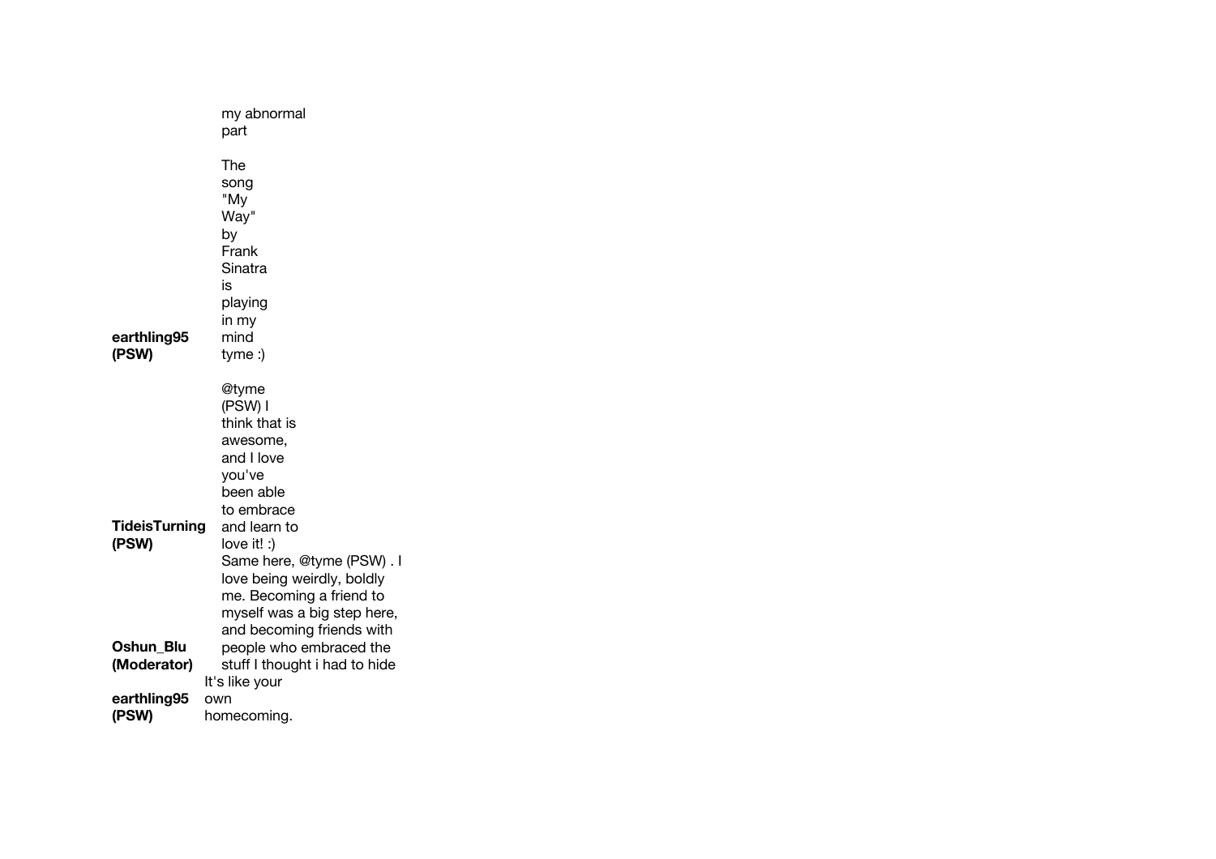my abnormal part

**earthling95 (PSW)**: The song "My Way" by Frank Sinatra is playing in my mind tyme :)

**TideisTurning (PSW)**: @tyme (PSW) I think that is awesome, and I love you've been able to embrace and learn to love it! :)

**Oshun_Blu (Moderator)**: Same here, @tyme (PSW) . I love being weirdly, boldly me. Becoming a friend to myself was a big step here, and becoming friends with people who embraced the stuff I thought i had to hide

**earthling95 (PSW)**: It's like your own homecoming.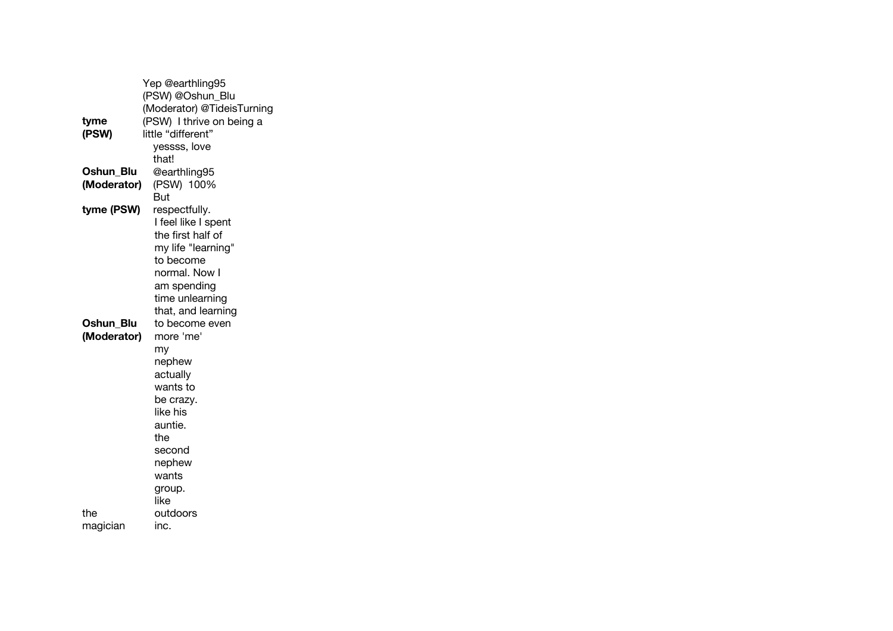**tyme (PSW)** Yep @earthling95 (PSW) @Oshun_Blu (Moderator) @TideisTurning (PSW) I thrive on being a little "different"

**Oshun_Blu (Moderator)** yessss, love that! @earthling95 (PSW) 100%

**tyme (PSW)** But respectfully.

**Oshun_Blu (Moderator)** I feel like I spent the first half of my life "learning" to become normal. Now I am spending time unlearning that, and learning to become even more 'me'

**the magician** my nephew actually wants to be crazy. like his auntie. the second nephew wants group. like outdoors inc.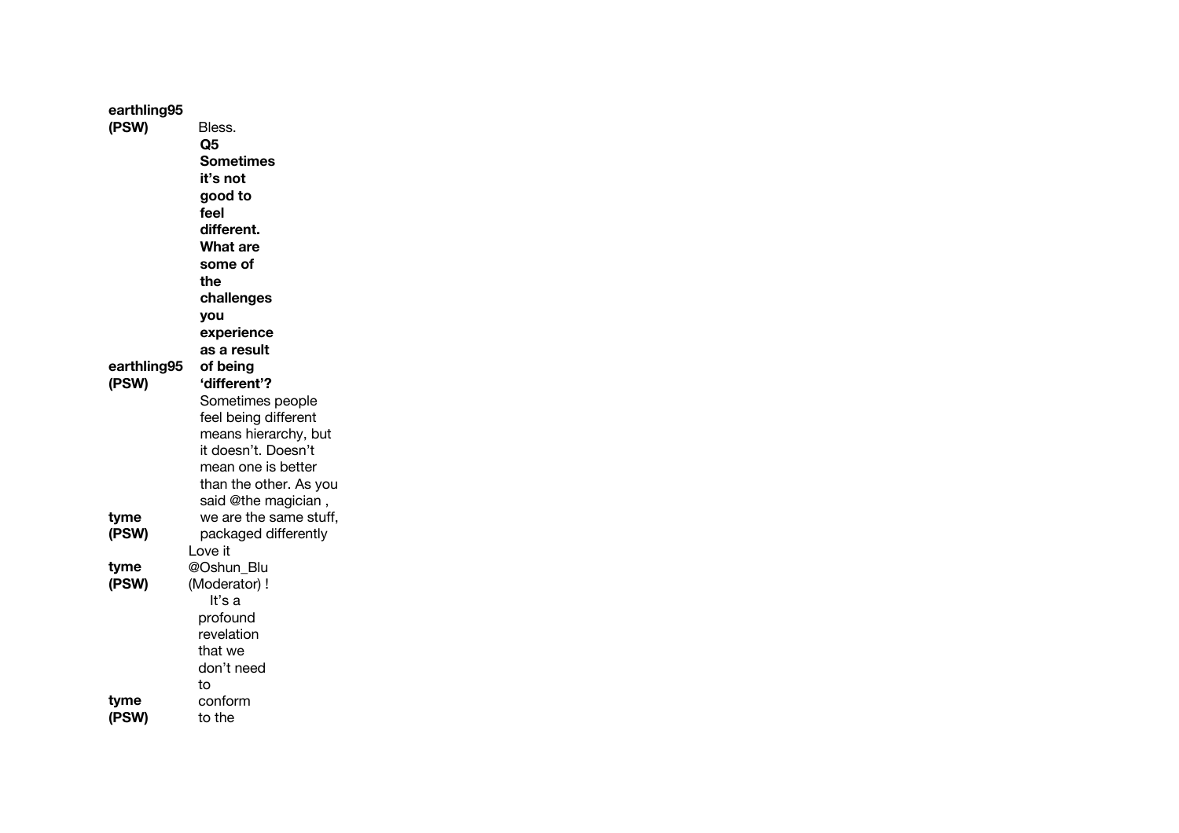**earthling95 (PSW)** Bless.

**Q5 Sometimes it's not good to feel different. What are some of the challenges you experience as a result of being 'different'?**

**earthling95 (PSW)** Sometimes people feel being different means hierarchy, but it doesn't. Doesn't mean one is better than the other. As you said @the magician , we are the same stuff, packaged differently

**tyme (PSW)** Love it

**tyme (PSW)** @Oshun_Blu (Moderator) !

**tyme (PSW)** It's a profound revelation that we don't need to conform to the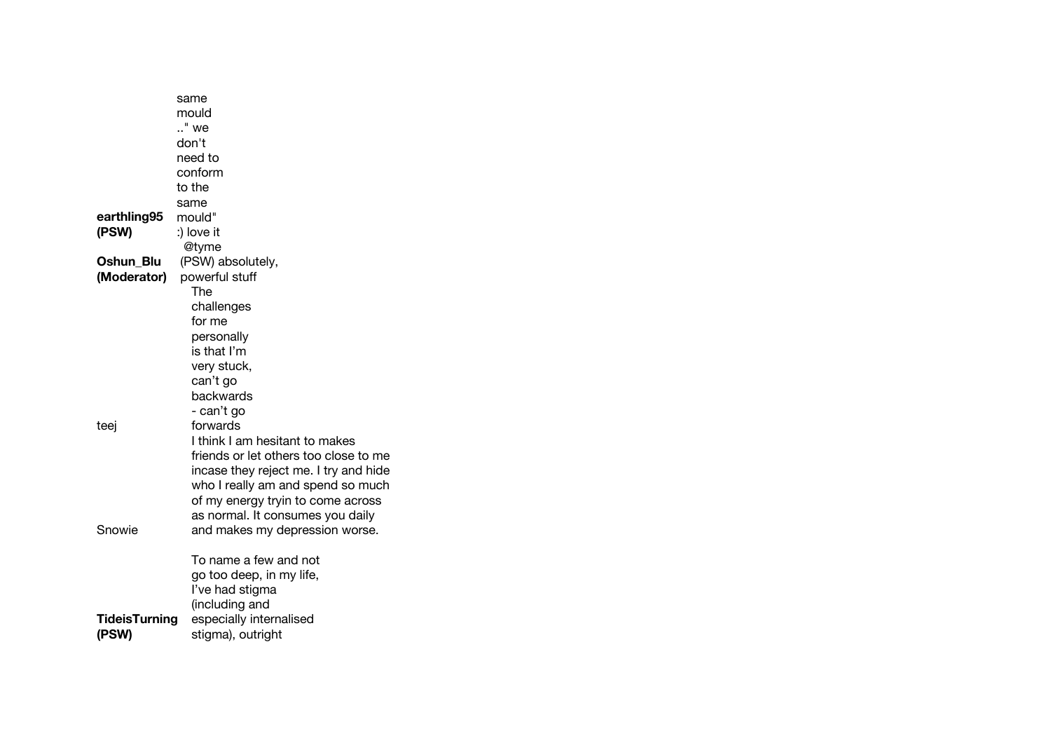| | |
|---|---|
| **earthling95 (PSW)** | same mould .." we don't need to conform to the same mould" :) love it |
| **Oshun_Blu (Moderator)** | @tyme (PSW) absolutely, powerful stuff |
| teej | The challenges for me personally is that I’m very stuck, can’t go backwards - can’t go forwards |
| Snowie | I think I am hesitant to makes friends or let others too close to me incase they reject me. I try and hide who I really am and spend so much of my energy tryin to come across as normal. It consumes you daily and makes my depression worse. |
| **TideisTurning (PSW)** | To name a few and not go too deep, in my life, I’ve had stigma (including and especially internalised stigma), outright |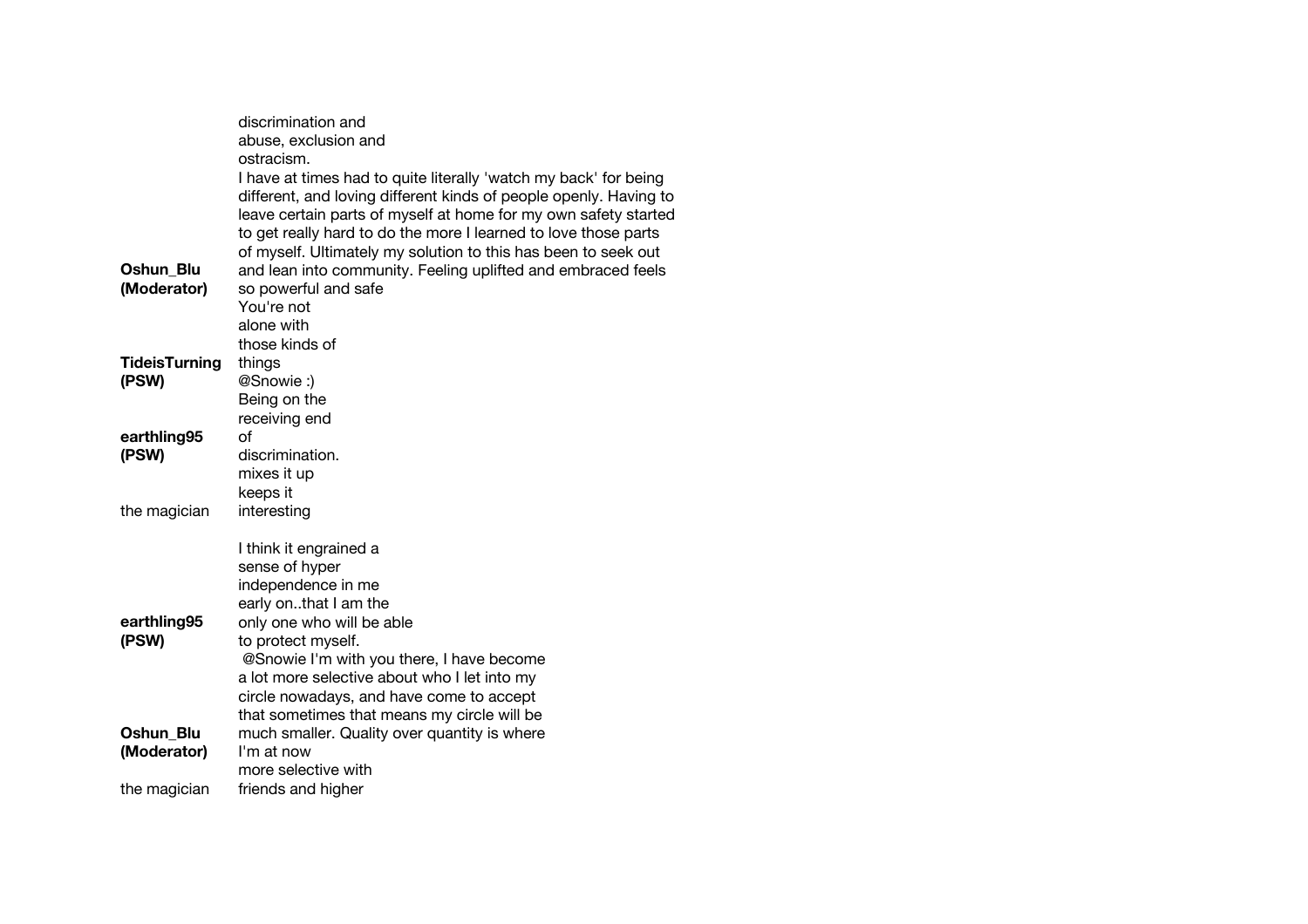| | |
|---|---|
| | discrimination and abuse, exclusion and ostracism. |
| **Oshun_Blu (Moderator)** | I have at times had to quite literally 'watch my back' for being different, and loving different kinds of people openly. Having to leave certain parts of myself at home for my own safety started to get really hard to do the more I learned to love those parts of myself. Ultimately my solution to this has been to seek out and lean into community. Feeling uplifted and embraced feels so powerful and safe |
| **TideisTurning (PSW)** | You're not alone with those kinds of things |
| **earthling95 (PSW)** | @Snowie :) Being on the receiving end of discrimination. |
| the magician | mixes it up keeps it interesting |
| **earthling95 (PSW)** | I think it engrained a sense of hyper independence in me early on..that I am the only one who will be able to protect myself. |
| **Oshun_Blu (Moderator)** | @Snowie I'm with you there, I have become a lot more selective about who I let into my circle nowadays, and have come to accept that sometimes that means my circle will be much smaller. Quality over quantity is where I'm at now |
| the magician | more selective with friends and higher |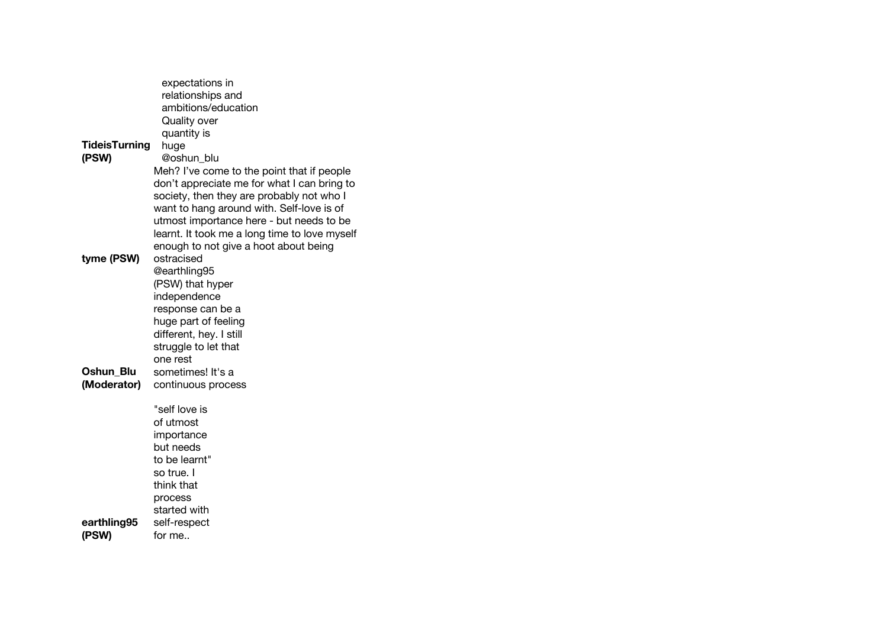| | |
|---|---|
| **TideisTurning (PSW)** | expectations in relationships and ambitions/education Quality over quantity is huge |
| **tyme (PSW)** | @oshun_blu Meh? I've come to the point that if people don't appreciate me for what I can bring to society, then they are probably not who I want to hang around with. Self-love is of utmost importance here - but needs to be learnt. It took me a long time to love myself enough to not give a hoot about being ostracised |
| **Oshun_Blu (Moderator)** | @earthling95 (PSW) that hyper independence response can be a huge part of feeling different, hey. I still struggle to let that one rest sometimes! It's a continuous process |
| **earthling95 (PSW)** | "self love is of utmost importance but needs to be learnt" so true. I think that process started with self-respect for me.. |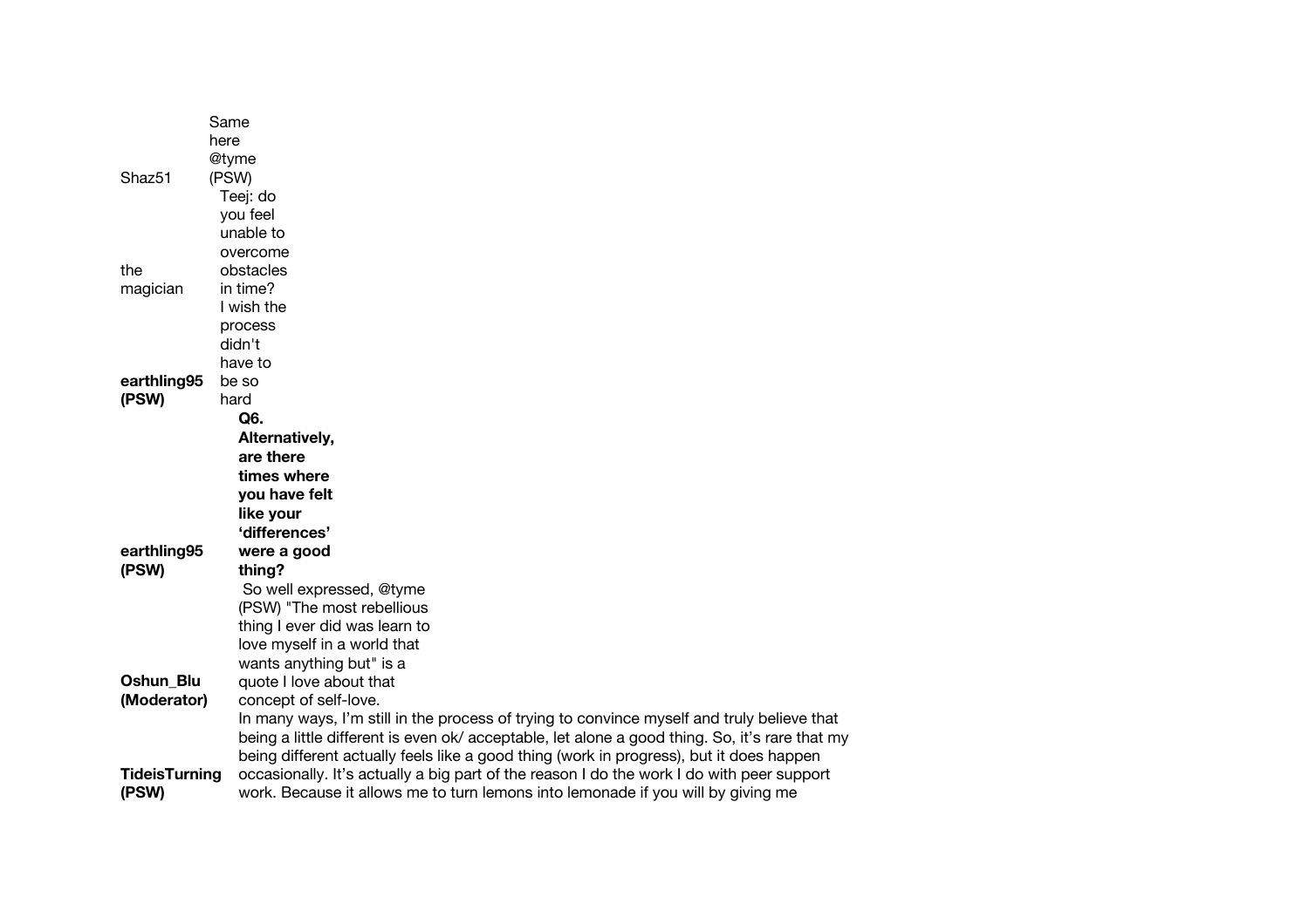| | |
|---|---|
| Shaz51 | Same here @tyme (PSW) |
| the magician | Teej: do you feel unable to overcome obstacles in time? |
| **earthling95 (PSW)** | I wish the process didn't have to be so hard |
| **earthling95 (PSW)** | **Q6. Alternatively, are there times where you have felt like your 'differences' were a good thing?** |
| **Oshun_Blu (Moderator)** | So well expressed, @tyme (PSW) "The most rebellious thing I ever did was learn to love myself in a world that wants anything but" is a quote I love about that concept of self-love. |
| **TideisTurning (PSW)** | In many ways, I'm still in the process of trying to convince myself and truly believe that being a little different is even ok/ acceptable, let alone a good thing. So, it's rare that my being different actually feels like a good thing (work in progress), but it does happen occasionally. It's actually a big part of the reason I do the work I do with peer support work. Because it allows me to turn lemons into lemonade if you will by giving me |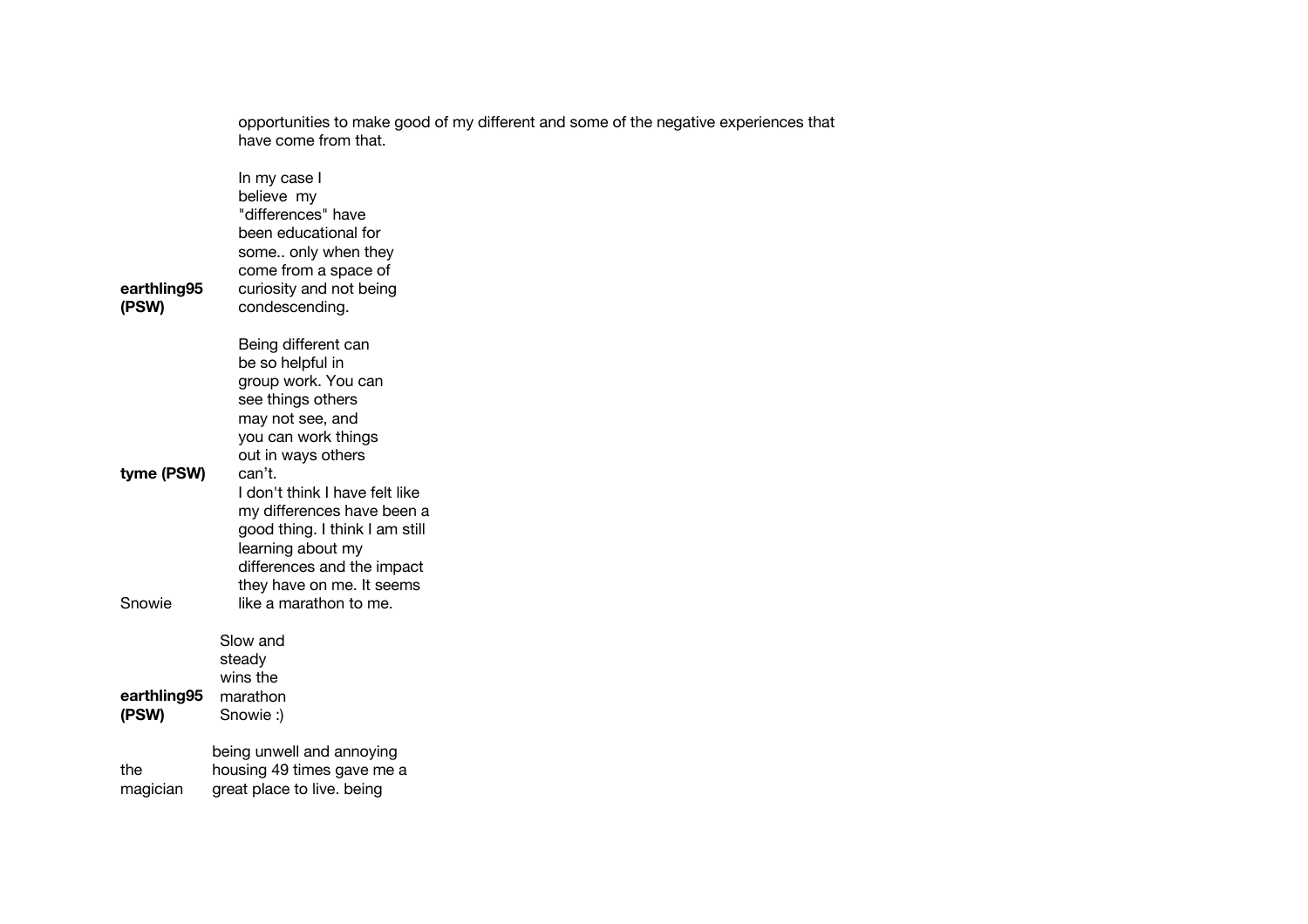opportunities to make good of my different and some of the negative experiences that have come from that.

**earthling95 (PSW)**: In my case I believe my "differences" have been educational for some.. only when they come from a space of curiosity and not being condescending.

**tyme (PSW)**: Being different can be so helpful in group work. You can see things others may not see, and you can work things out in ways others can't.

Snowie: I don't think I have felt like my differences have been a good thing. I think I am still learning about my differences and the impact they have on me. It seems like a marathon to me.

**earthling95 (PSW)**: Slow and steady wins the marathon Snowie :)

the magician: being unwell and annoying housing 49 times gave me a great place to live. being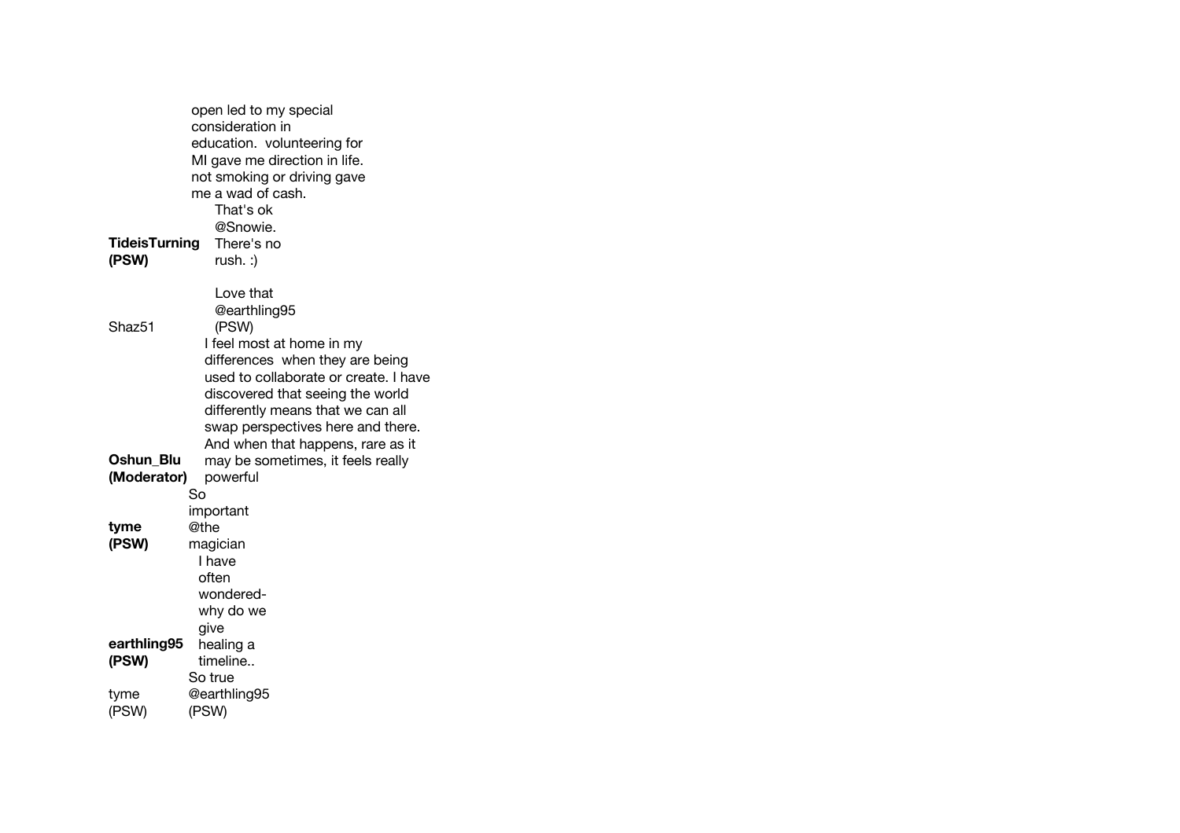open led to my special consideration in education. volunteering for MI gave me direction in life. not smoking or driving gave me a wad of cash.

| | |
|---|---|
| **TideisTurning (PSW)** | That's ok @Snowie. There's no rush. :) |
| Shaz51 | Love that @earthling95 (PSW) |
| **Oshun_Blu (Moderator)** | I feel most at home in my differences when they are being used to collaborate or create. I have discovered that seeing the world differently means that we can all swap perspectives here and there. And when that happens, rare as it may be sometimes, it feels really powerful |
| **tyme (PSW)** | So important @the magician |
| **earthling95 (PSW)** | I have often wondered- why do we give healing a timeline.. |
| tyme (PSW) | So true @earthling95 (PSW) |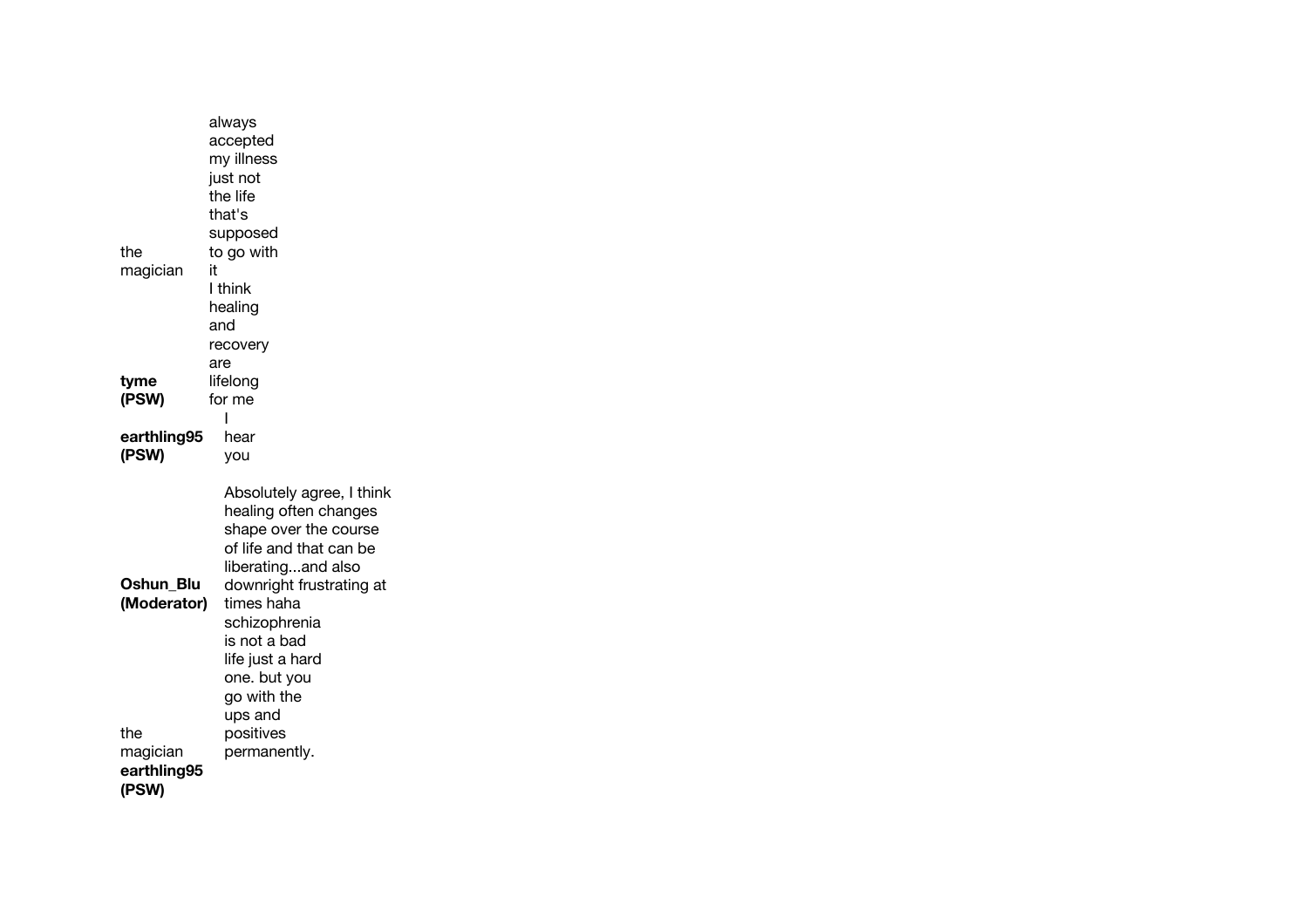the magician: always accepted my illness just not the life that's supposed to go with it

**tyme (PSW)**: I think healing and recovery are lifelong for me

**earthling95 (PSW)**: I hear you

**Oshun_Blu (Moderator)**: Absolutely agree, I think healing often changes shape over the course of life and that can be liberating...and also downright frustrating at times haha

the magician: schizophrenia is not a bad life just a hard one. but you go with the ups and positives permanently.

**earthling95 (PSW)**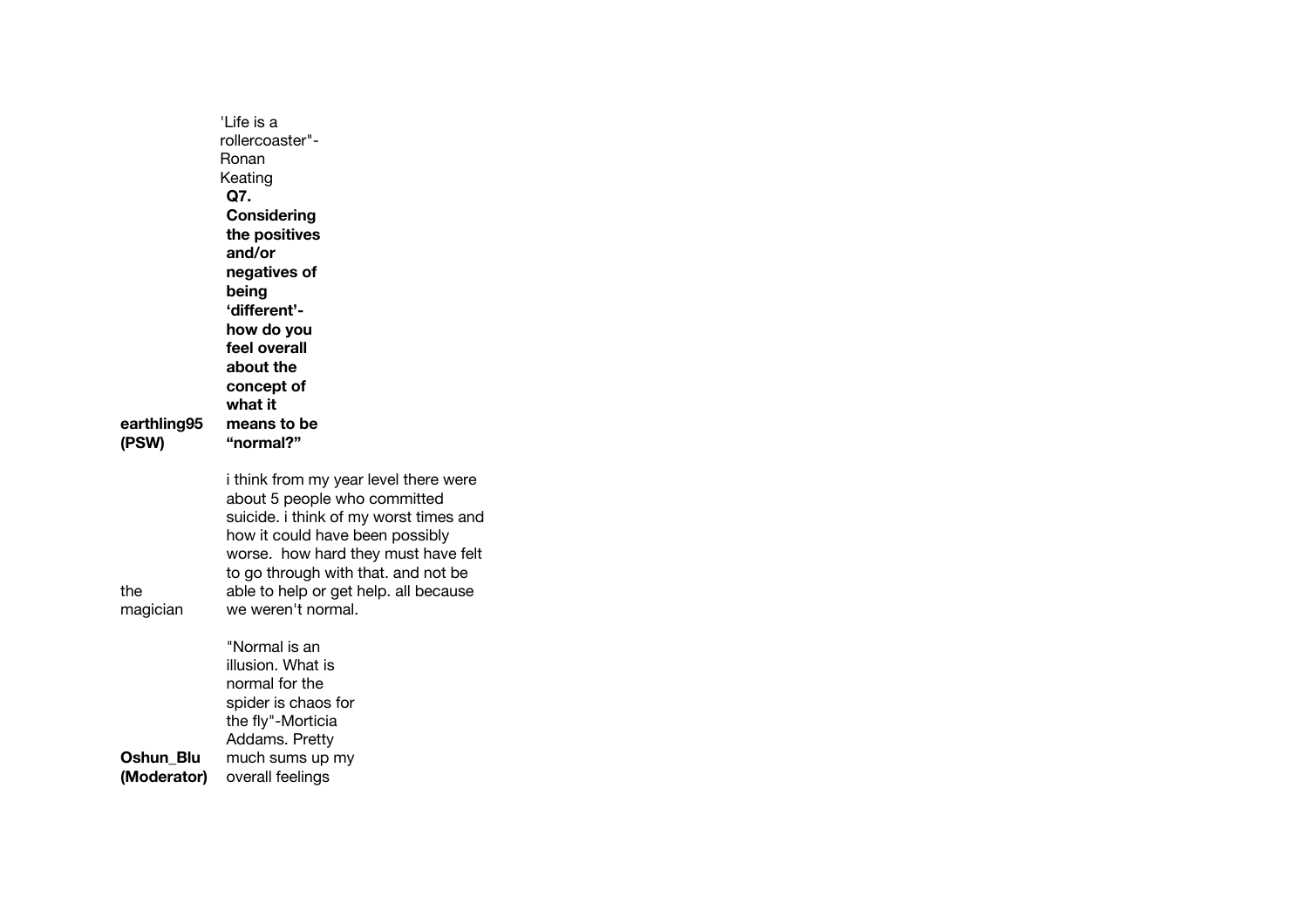| | |
|---|---|
| **earthling95 (PSW)** | 'Life is a rollercoaster"- Ronan Keating **Q7. Considering the positives and/or negatives of being 'different'- how do you feel overall about the concept of what it means to be "normal?"** |
| the magician | i think from my year level there were about 5 people who committed suicide. i think of my worst times and how it could have been possibly worse. how hard they must have felt to go through with that. and not be able to help or get help. all because we weren't normal. |
| **Oshun_Blu (Moderator)** | "Normal is an illusion. What is normal for the spider is chaos for the fly"-Morticia Addams. Pretty much sums up my overall feelings |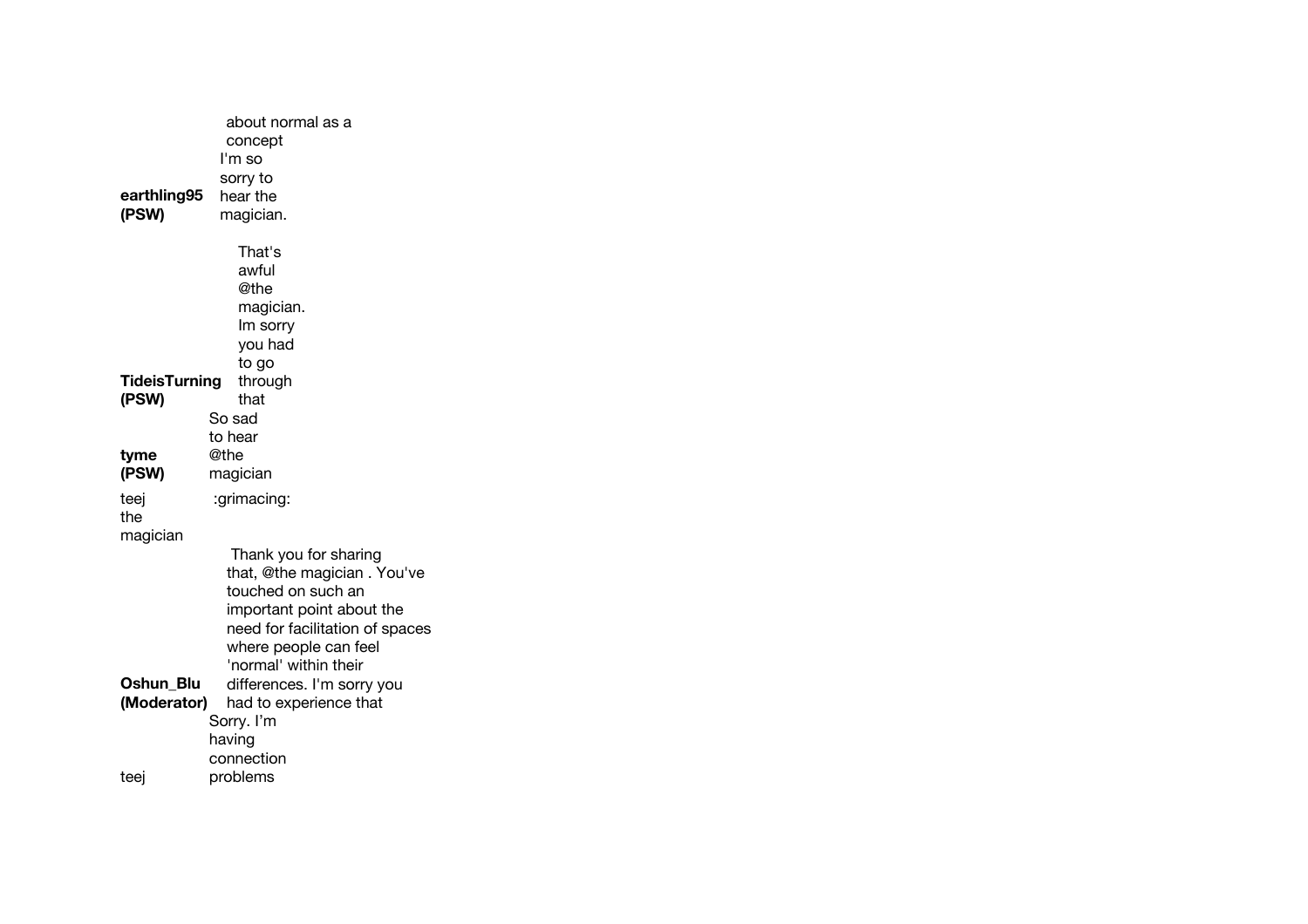about normal as a concept

**earthling95 (PSW)** I'm so sorry to hear the magician.

**TideisTurning (PSW)** That's awful @the magician. Im sorry you had to go through that

**tyme (PSW)** So sad to hear @the magician

teej the magician :grimacing:

**Oshun_Blu (Moderator)** Thank you for sharing that, @the magician . You've touched on such an important point about the need for facilitation of spaces where people can feel 'normal' within their differences. I'm sorry you had to experience that

teej Sorry. I'm having connection problems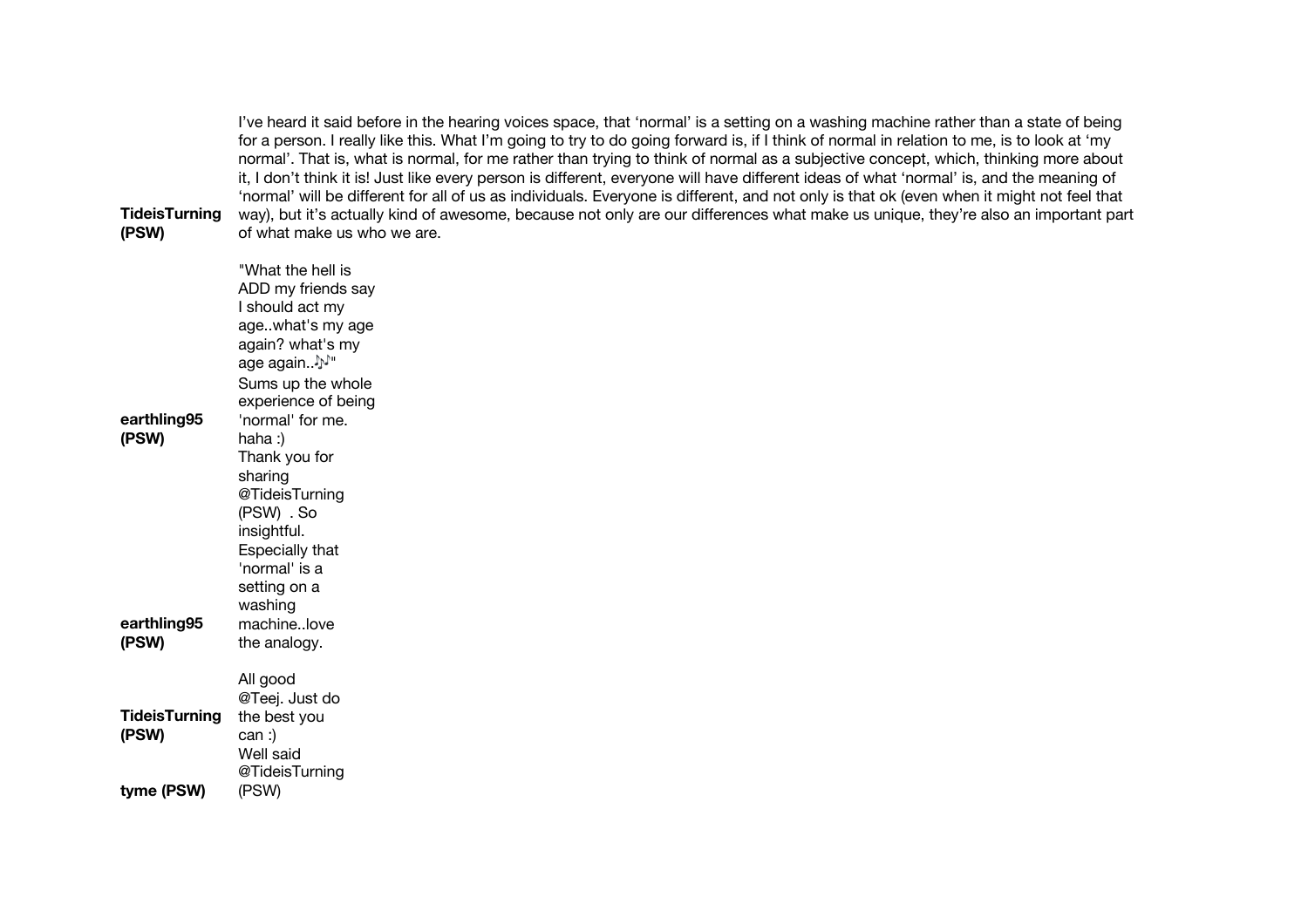| | |
|---|---|
| **TideisTurning (PSW)** | I've heard it said before in the hearing voices space, that 'normal' is a setting on a washing machine rather than a state of being for a person. I really like this. What I'm going to try to do going forward is, if I think of normal in relation to me, is to look at 'my normal'. That is, what is normal, for me rather than trying to think of normal as a subjective concept, which, thinking more about it, I don't think it is! Just like every person is different, everyone will have different ideas of what 'normal' is, and the meaning of 'normal' will be different for all of us as individuals. Everyone is different, and not only is that ok (even when it might not feel that way), but it's actually kind of awesome, because not only are our differences what make us unique, they're also an important part of what make us who we are. |
| **earthling95 (PSW)** | "What the hell is ADD my friends say I should act my age..what's my age again? what's my age again..♪♪" Sums up the whole experience of being 'normal' for me. haha :) |
| **earthling95 (PSW)** | Thank you for sharing @TideisTurning (PSW) . So insightful. Especially that 'normal' is a setting on a washing machine..love the analogy. |
| **TideisTurning (PSW)** | All good @Teej. Just do the best you can :) |
| **tyme (PSW)** | Well said @TideisTurning (PSW) |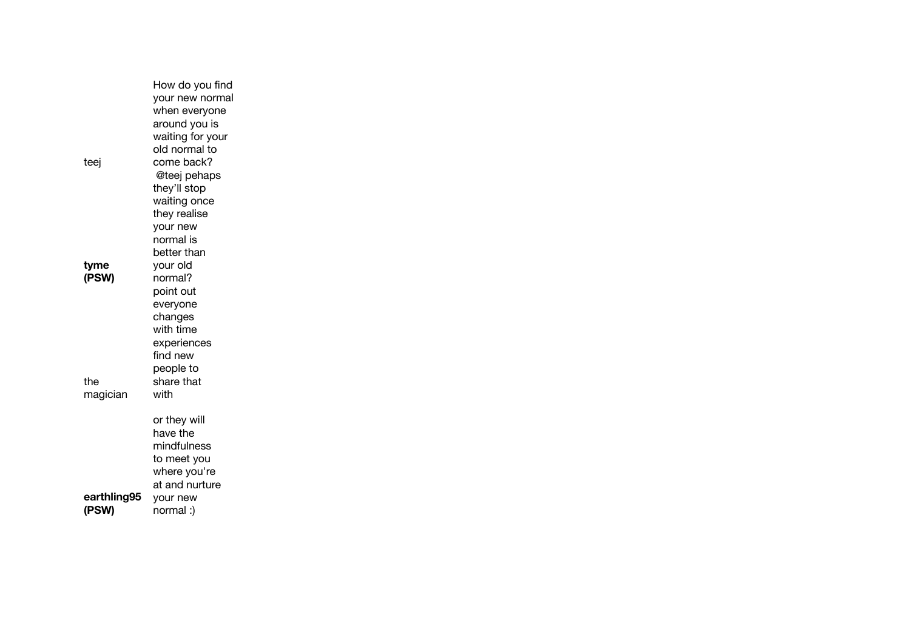| | |
|---|---|
| teej | How do you find your new normal when everyone around you is waiting for your old normal to come back? |
| **tyme (PSW)** | @teej pehaps they'll stop waiting once they realise your new normal is better than your old normal? |
| the magician | point out everyone changes with time experiences find new people to share that with |
| **earthling95 (PSW)** | or they will have the mindfulness to meet you where you're at and nurture your new normal :) |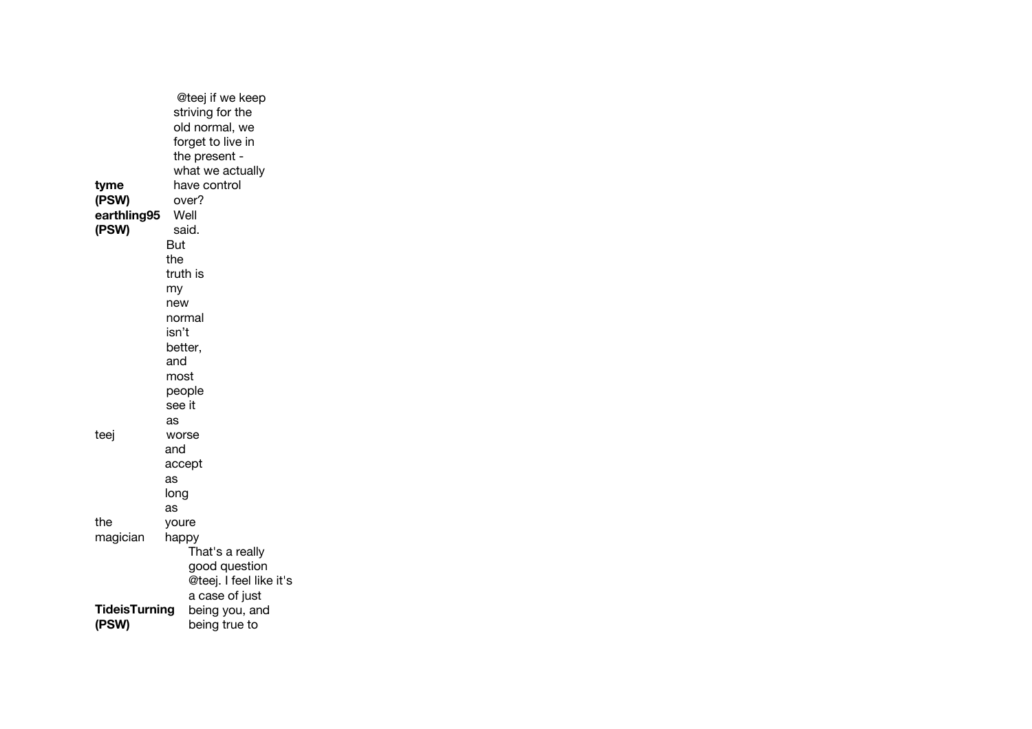| | |
|---|---|
| **tyme (PSW)** | @teej if we keep striving for the old normal, we forget to live in the present - what we actually have control over? |
| **earthling95 (PSW)** | Well said. |
| teej | But the truth is my new normal isn't better, and most people see it as worse |
| the magician | and accept as long as youre happy |
| **TideisTurning (PSW)** | That's a really good question @teej. I feel like it's a case of just being you, and being true to |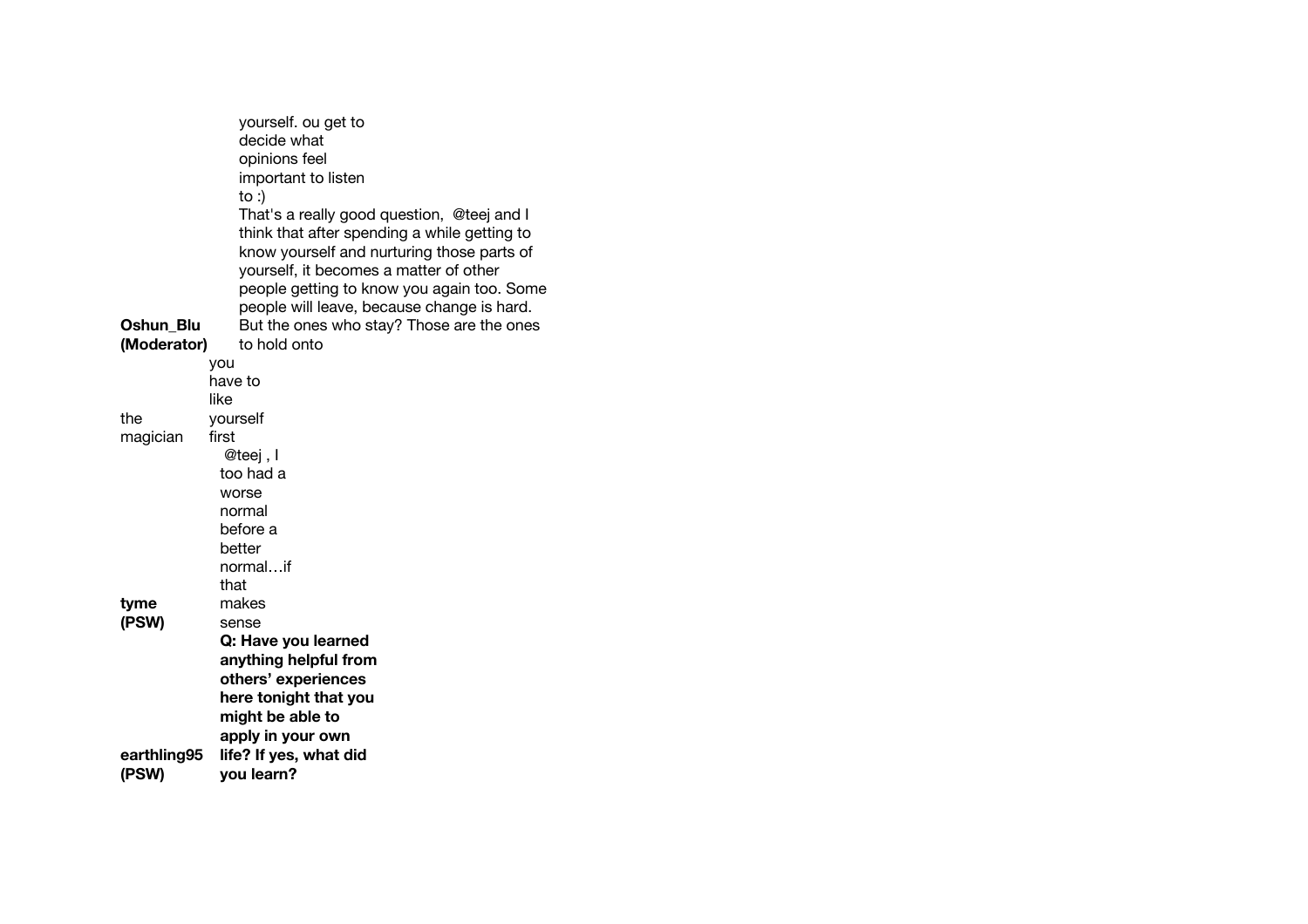| | |
|---|---|
| | yourself. ou get to decide what opinions feel important to listen to :) |
| **Oshun_Blu (Moderator)** | That's a really good question, @teej and I think that after spending a while getting to know yourself and nurturing those parts of yourself, it becomes a matter of other people getting to know you again too. Some people will leave, because change is hard. But the ones who stay? Those are the ones to hold onto |
| the magician | you have to like yourself first |
| **tyme (PSW)** | @teej , I too had a worse normal before a better normal…if that makes sense |
| **earthling95 (PSW)** | **Q: Have you learned anything helpful from others' experiences here tonight that you might be able to apply in your own life? If yes, what did you learn?** |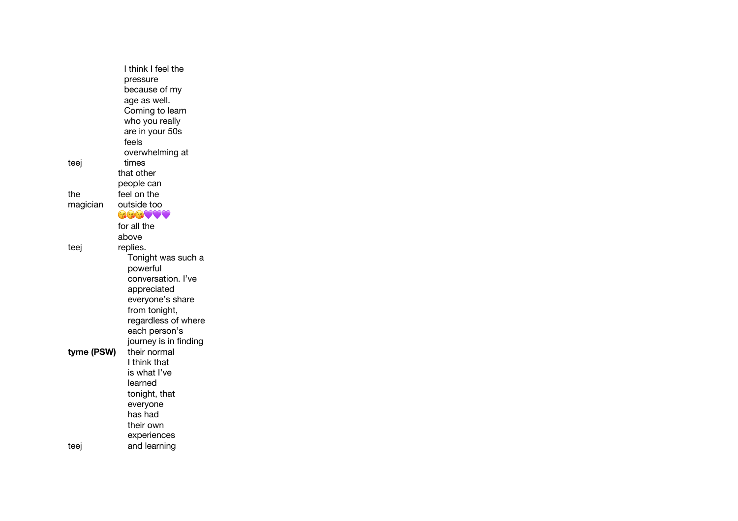| | |
|---|---|
| teej | I think I feel the pressure because of my age as well. Coming to learn who you really are in your 50s feels overwhelming at times |
| the magician | that other people can feel on the outside too |
| teej | 😘😘😘💜💜💜 for all the above replies. |
| **tyme (PSW)** | Tonight was such a powerful conversation. I've appreciated everyone's share from tonight, regardless of where each person's journey is in finding their normal |
| teej | I think that is what I've learned tonight, that everyone has had their own experiences and learning |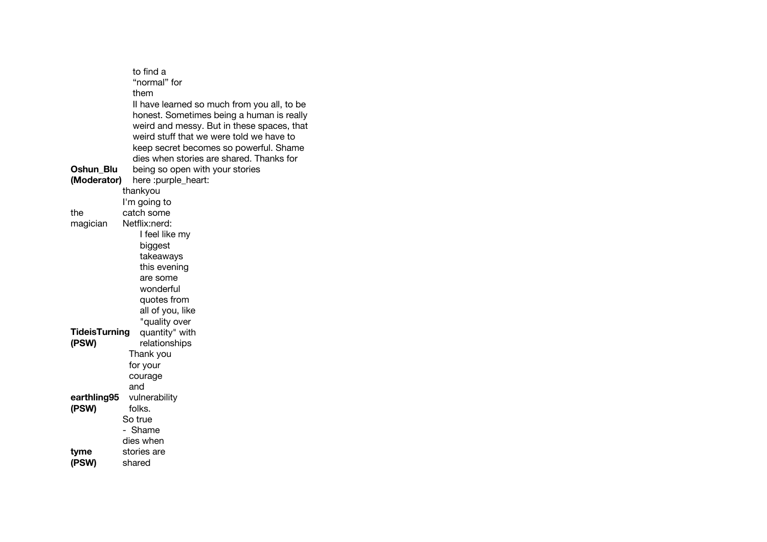| | |
|---|---|
| | to find a "normal" for them |
| **Oshun_Blu (Moderator)** | II have learned so much from you all, to be honest. Sometimes being a human is really weird and messy. But in these spaces, that weird stuff that we were told we have to keep secret becomes so powerful. Shame dies when stories are shared. Thanks for being so open with your stories here :purple_heart: |
| the magician | thankyou I'm going to catch some Netflix:nerd: |
| **TideisTurning (PSW)** | I feel like my biggest takeaways this evening are some wonderful quotes from all of you, like "quality over quantity" with relationships |
| **earthling95 (PSW)** | Thank you for your courage and vulnerability folks. |
| **tyme (PSW)** | So true - Shame dies when stories are shared |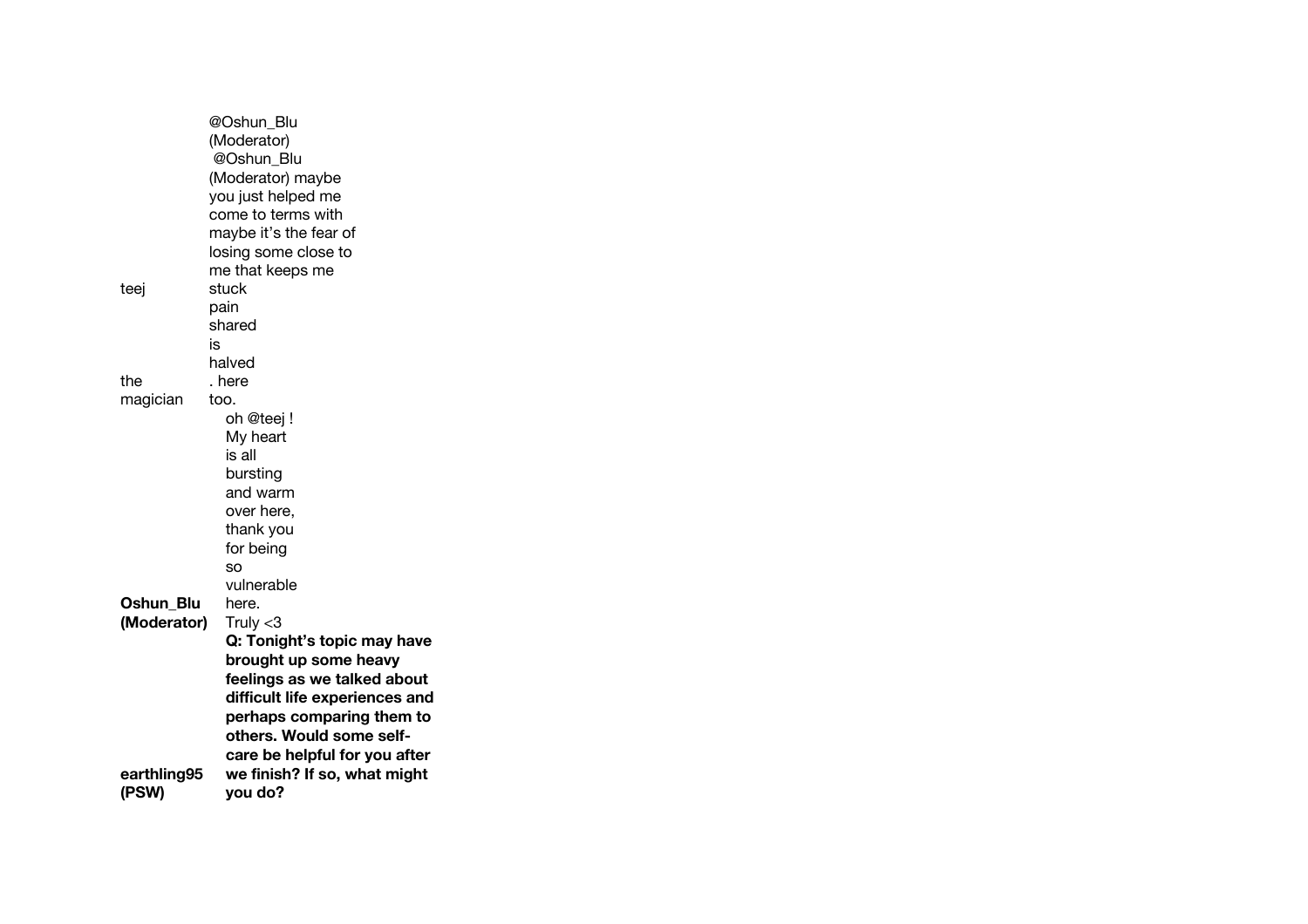| | |
|---|---|
| teej | @Oshun_Blu (Moderator) @Oshun_Blu (Moderator) maybe you just helped me come to terms with maybe it's the fear of losing some close to me that keeps me stuck |
| the magician | pain shared is halved . here too. |
| **Oshun_Blu (Moderator)** | oh @teej ! My heart is all bursting and warm over here, thank you for being so vulnerable here. Truly <3 |
| **earthling95 (PSW)** | **Q: Tonight's topic may have brought up some heavy feelings as we talked about difficult life experiences and perhaps comparing them to others. Would some self-care be helpful for you after we finish? If so, what might you do?** |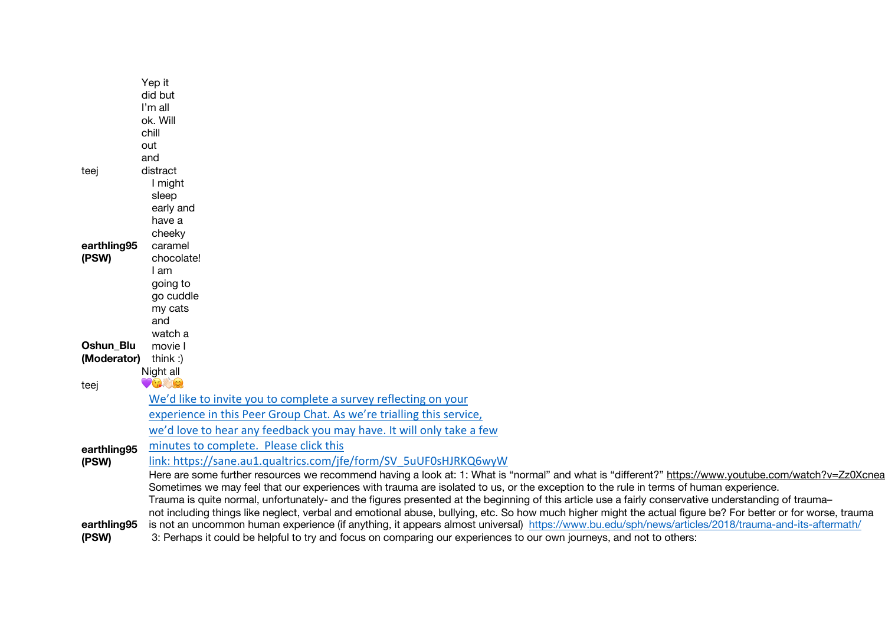| | |
|---|---|
| teej | Yep it did but I'm all ok. Will chill out and distract |
| **earthling95 (PSW)** | I might sleep early and have a cheeky caramel chocolate! |
| **Oshun_Blu (Moderator)** | I am going to go cuddle my cats and watch a movie I think :) |
| teej | Night all 💜😘👋🏻🤗 |
| **earthling95 (PSW)** | We'd like to invite you to complete a survey reflecting on your experience in this Peer Group Chat. As we're trialling this service, we'd love to hear any feedback you may have. It will only take a few minutes to complete.  Please click this link: https://sane.au1.qualtrics.com/jfe/form/SV_5uUF0sHJRKQ6wyW |
| **earthling95 (PSW)** | Here are some further resources we recommend having a look at: 1: What is "normal" and what is "different?" https://www.youtube.com/watch?v=Zz0Xcnea Sometimes we may feel that our experiences with trauma are isolated to us, or the exception to the rule in terms of human experience. Trauma is quite normal, unfortunately- and the figures presented at the beginning of this article use a fairly conservative understanding of trauma– not including things like neglect, verbal and emotional abuse, bullying, etc. So how much higher might the actual figure be? For better or for worse, trauma is not an uncommon human experience (if anything, it appears almost universal) https://www.bu.edu/sph/news/articles/2018/trauma-and-its-aftermath/ 3: Perhaps it could be helpful to try and focus on comparing our experiences to our own journeys, and not to others: |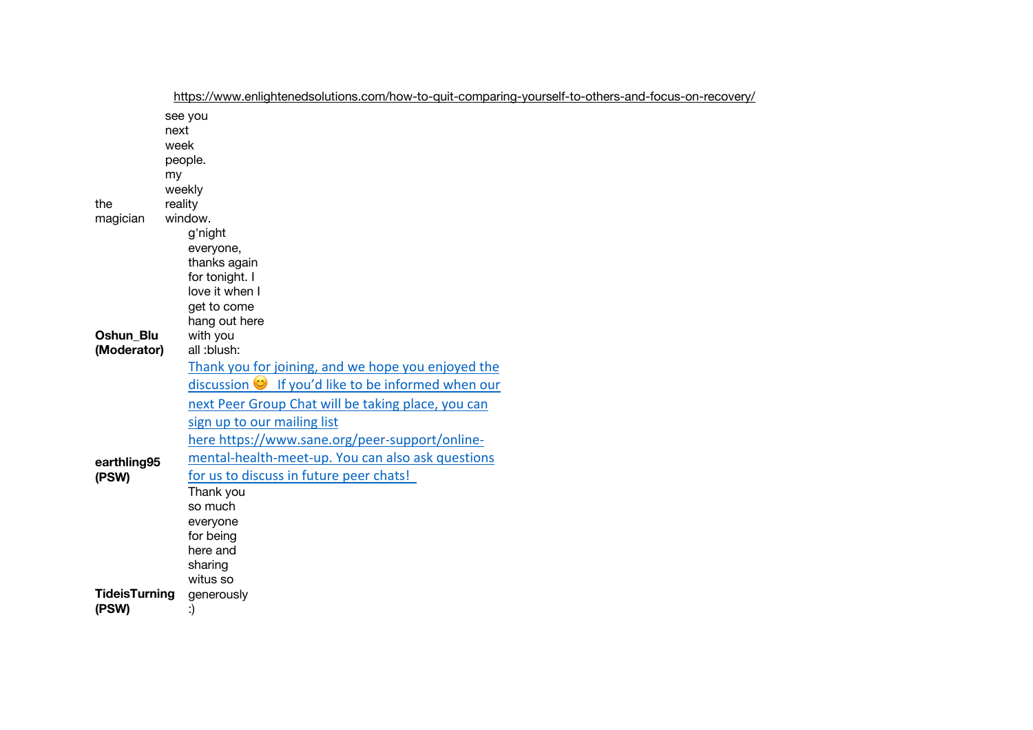https://www.enlightenedsolutions.com/how-to-quit-comparing-yourself-to-others-and-focus-on-recovery/

| | |
|---|---|
| the magician | see you next week people. my weekly reality window. |
| **Oshun_Blu (Moderator)** | g'night everyone, thanks again for tonight. I love it when I get to come hang out here with you all :blush: |
| **earthling95 (PSW)** | Thank you for joining, and we hope you enjoyed the discussion 😊 If you'd like to be informed when our next Peer Group Chat will be taking place, you can sign up to our mailing list here https://www.sane.org/peer-support/online-mental-health-meet-up. You can also ask questions for us to discuss in future peer chats! |
| **TideisTurning (PSW)** | Thank you so much everyone for being here and sharing witus so generously :) |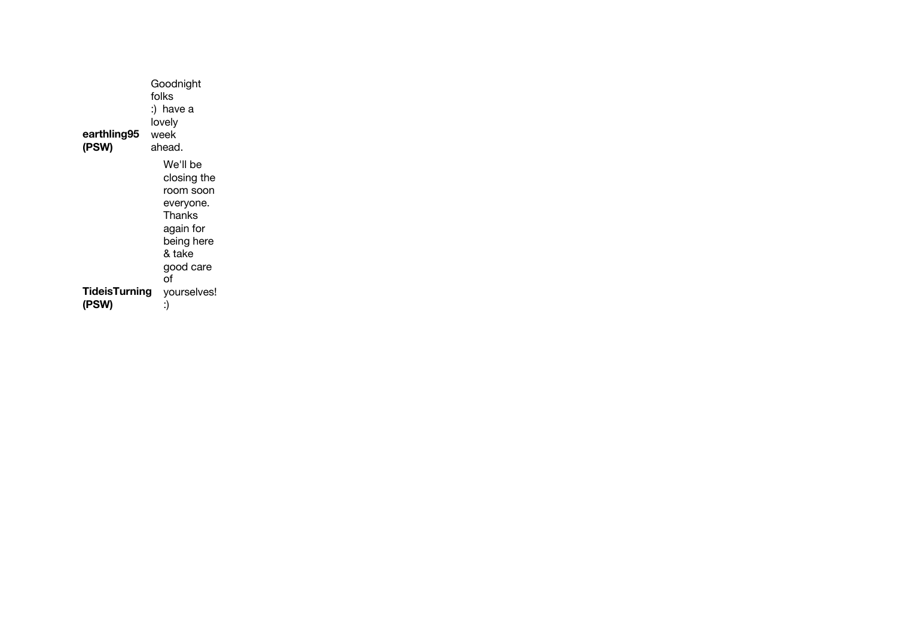| | |
|---|---|
| **earthling95 (PSW)** | Goodnight folks :) have a lovely week ahead. |
| **TideisTurning (PSW)** | We'll be closing the room soon everyone. Thanks again for being here & take good care of yourselves! :) |